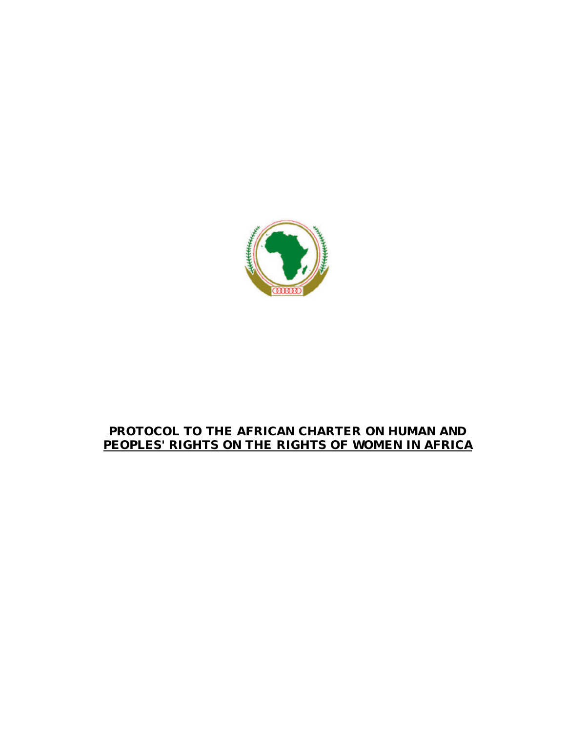# PROTOCOL TO THE AFRICAN CHARTER ON HUMAN AND PEOPLES' RIGHTS ON THE RIGHTS OF WOMEN IN AFRICA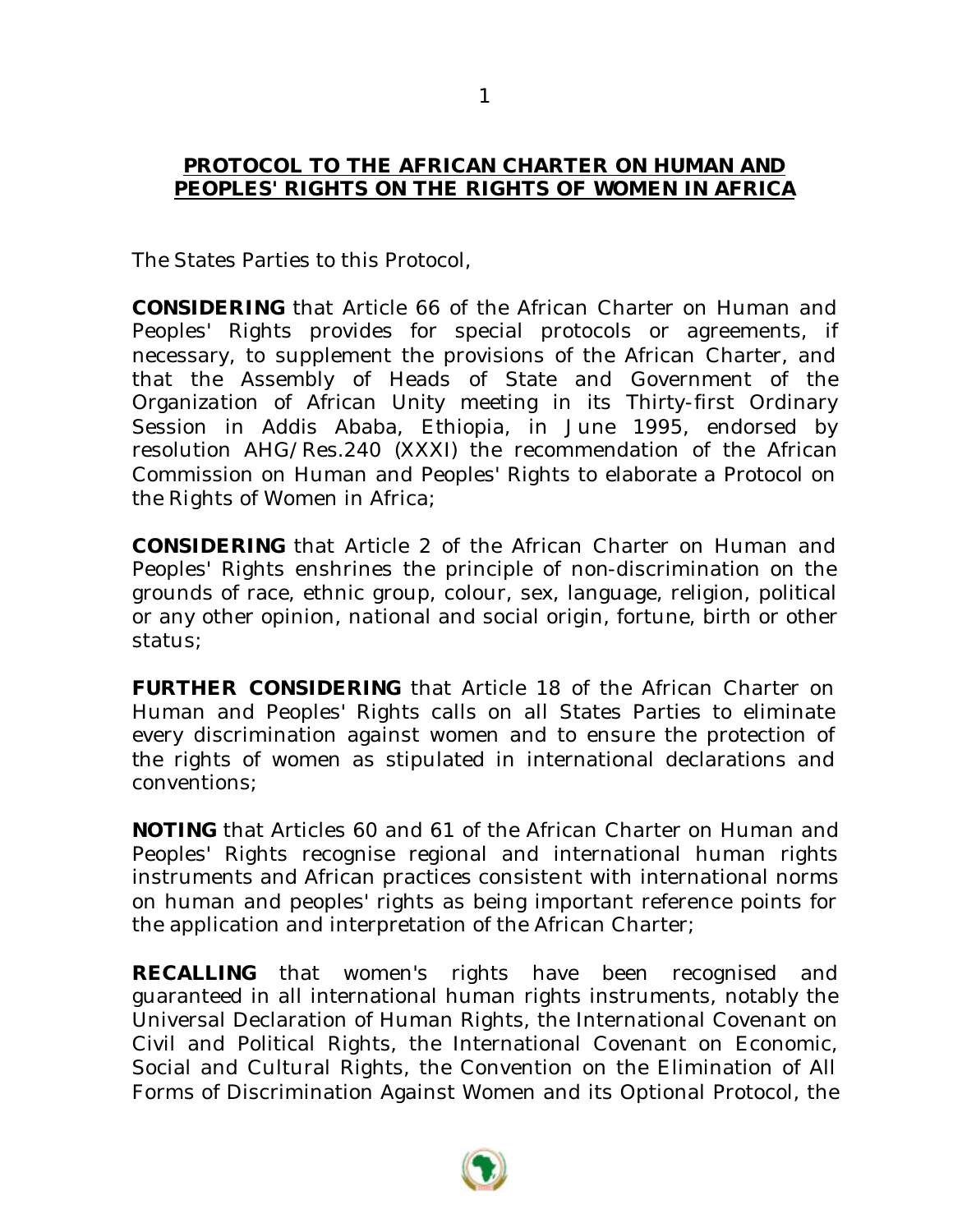# PROTOCOL TO THE AFRICAN CHARTER ON HUMAN AND PEOPLES' RIGHTS ON THE RIGHTS OF WOMEN IN AFRICA

The States Parties to this Protocol,

**CONSIDERING** that Article 66 of the African Charter on Human and Peoples' Rights provides for special protocols or agreements, if necessary, to supplement the provisions of the African Charter, and that the Assembly of Heads of State and Government of the Organization of African Unity meeting in its Thirty-first Ordinary Session in Addis Ababa, Ethiopia, in June 1995, endorsed by resolution AHG/Res.240 (XXXI) the recommendation of the African Commission on Human and Peoples' Rights to elaborate a Protocol on the Rights of Women in Africa;

**CONSIDERING** that Article 2 of the African Charter on Human and Peoples' Rights enshrines the principle of non-discrimination on the grounds of race, ethnic group, colour, sex, language, religion, political or any other opinion, national and social origin, fortune, birth or other status;

**FURTHER CONSIDERING** that Article 18 of the African Charter on Human and Peoples' Rights calls on all States Parties to eliminate every discrimination against women and to ensure the protection of the rights of women as stipulated in international declarations and conventions;

**NOTING** that Articles 60 and 61 of the African Charter on Human and Peoples' Rights recognise regional and international human rights instruments and African practices consistent with international norms on human and peoples' rights as being important reference points for the application and interpretation of the African Charter;

**RECALLING** that women's rights have been recognised and guaranteed in all international human rights instruments, notably the Universal Declaration of Human Rights, the International Covenant on Civil and Political Rights, the International Covenant on Economic, Social and Cultural Rights, the Convention on the Elimination of All Forms of Discrimination Against Women and its Optional Protocol, the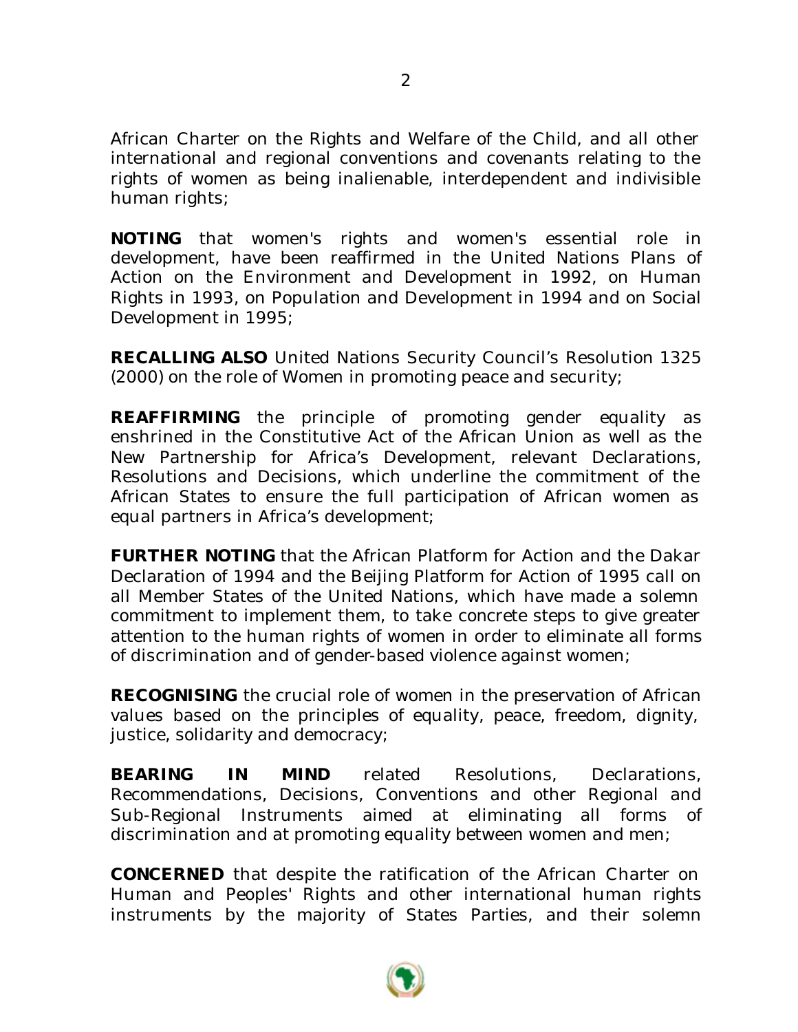African Charter on the Rights and Welfare of the Child, and all other international and regional conventions and covenants relating to the rights of women as being inalienable, interdependent and indivisible human rights;

**NOTING** that women's rights and women's essential role in development, have been reaffirmed in the United Nations Plans of Action on the Environment and Development in 1992, on Human Rights in 1993, on Population and Development in 1994 and on Social Development in 1995;

**RECALLING ALSO** United Nations Security Council's Resolution 1325 (2000) on the role of Women in promoting peace and security;

**REAFFIRMING** the principle of promoting gender equality as enshrined in the Constitutive Act of the African Union as well as the New Partnership for Africa's Development, relevant Declarations, Resolutions and Decisions, which underline the commitment of the African States to ensure the full participation of African women as equal partners in Africa's development;

**FURTHER NOTING** that the African Platform for Action and the Dakar Declaration of 1994 and the Beijing Platform for Action of 1995 call on all Member States of the United Nations, which have made a solemn commitment to implement them, to take concrete steps to give greater attention to the human rights of women in order to eliminate all forms of discrimination and of gender-based violence against women;

**RECOGNISING** the crucial role of women in the preservation of African values based on the principles of equality, peace, freedom, dignity, justice, solidarity and democracy;

**BEARING IN MIND** related Resolutions, Declarations, Recommendations, Decisions, Conventions and other Regional and Sub-Regional Instruments aimed at eliminating all forms of discrimination and at promoting equality between women and men;

**CONCERNED** that despite the ratification of the African Charter on Human and Peoples' Rights and other international human rights instruments by the majority of States Parties, and their solemn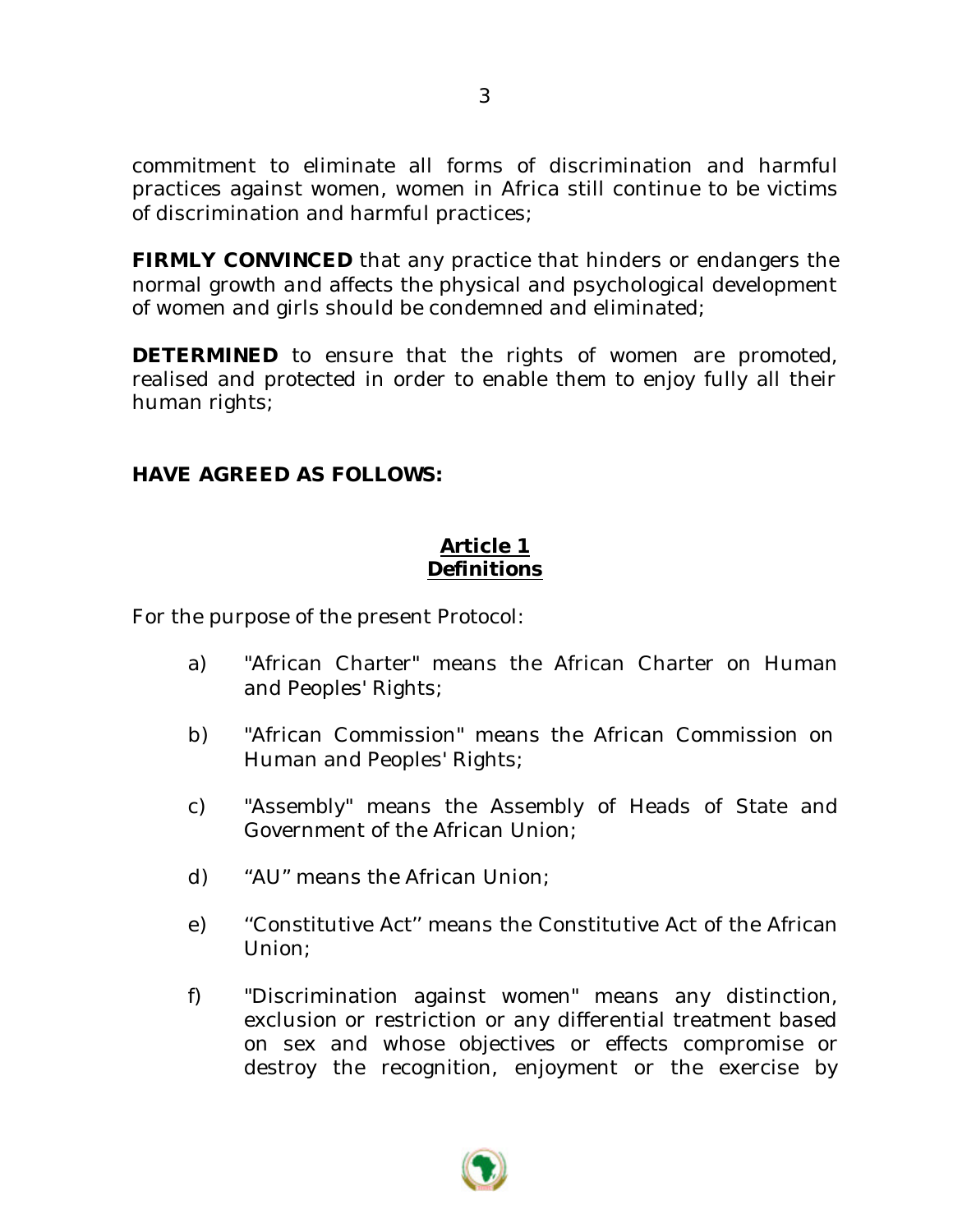commitment to eliminate all forms of discrimination and harmful practices against women, women in Africa still continue to be victims of discrimination and harmful practices;

**FIRMLY CONVINCED** that any practice that hinders or endangers the normal growth and affects the physical and psychological development of women and girls should be condemned and eliminated;

**DETERMINED** to ensure that the rights of women are promoted, realised and protected in order to enable them to enjoy fully all their human rights;

**HAVE AGREED AS FOLLOWS:**

## Article 1
## Definitions

For the purpose of the present Protocol:

a) "African Charter" means the African Charter on Human and Peoples' Rights;

b) "African Commission" means the African Commission on Human and Peoples' Rights;

c) "Assembly" means the Assembly of Heads of State and Government of the African Union;

d) "AU" means the African Union;

e) "Constitutive Act" means the Constitutive Act of the African Union;

f) "Discrimination against women" means any distinction, exclusion or restriction or any differential treatment based on sex and whose objectives or effects compromise or destroy the recognition, enjoyment or the exercise by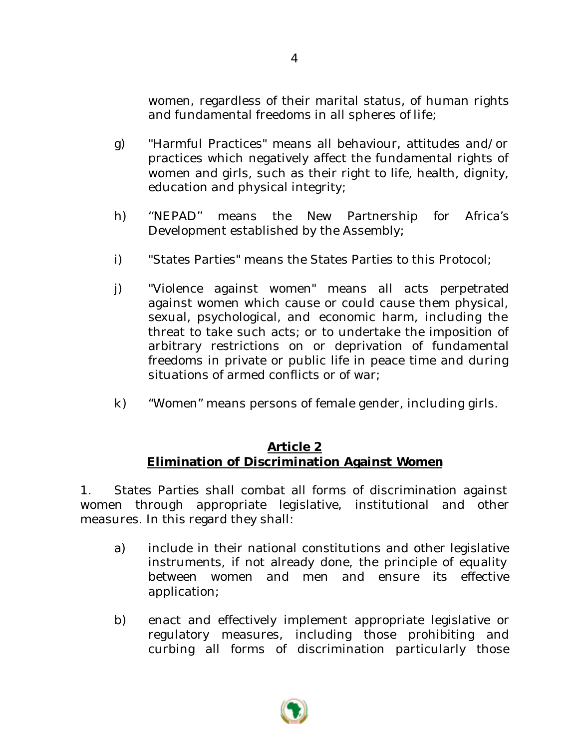women, regardless of their marital status, of human rights and fundamental freedoms in all spheres of life;

g) "Harmful Practices" means all behaviour, attitudes and/or practices which negatively affect the fundamental rights of women and girls, such as their right to life, health, dignity, education and physical integrity;

h) "NEPAD" means the New Partnership for Africa's Development established by the Assembly;

i) "States Parties" means the States Parties to this Protocol;

j) "Violence against women" means all acts perpetrated against women which cause or could cause them physical, sexual, psychological, and economic harm, including the threat to take such acts; or to undertake the imposition of arbitrary restrictions on or deprivation of fundamental freedoms in private or public life in peace time and during situations of armed conflicts or of war;

k) "Women" means persons of female gender, including girls.

## Article 2
## Elimination of Discrimination Against Women

1. States Parties shall combat all forms of discrimination against women through appropriate legislative, institutional and other measures. In this regard they shall:

a) include in their national constitutions and other legislative instruments, if not already done, the principle of equality between women and men and ensure its effective application;

b) enact and effectively implement appropriate legislative or regulatory measures, including those prohibiting and curbing all forms of discrimination particularly those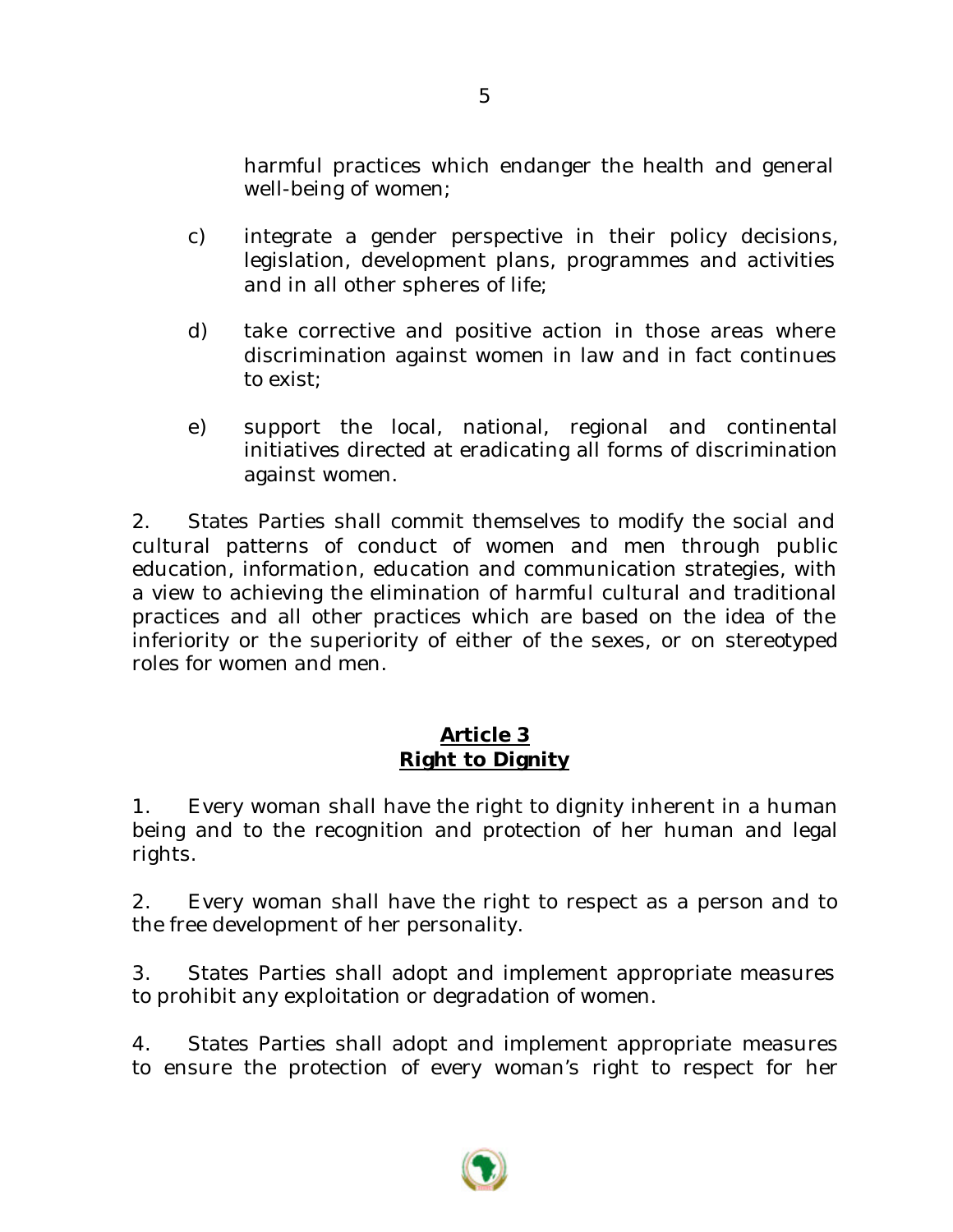harmful practices which endanger the health and general well-being of women;

c) integrate a gender perspective in their policy decisions, legislation, development plans, programmes and activities and in all other spheres of life;

d) take corrective and positive action in those areas where discrimination against women in law and in fact continues to exist;

e) support the local, national, regional and continental initiatives directed at eradicating all forms of discrimination against women.

2. States Parties shall commit themselves to modify the social and cultural patterns of conduct of women and men through public education, information, education and communication strategies, with a view to achieving the elimination of harmful cultural and traditional practices and all other practices which are based on the idea of the inferiority or the superiority of either of the sexes, or on stereotyped roles for women and men.

## Article 3
## Right to Dignity

1. Every woman shall have the right to dignity inherent in a human being and to the recognition and protection of her human and legal rights.

2. Every woman shall have the right to respect as a person and to the free development of her personality.

3. States Parties shall adopt and implement appropriate measures to prohibit any exploitation or degradation of women.

4. States Parties shall adopt and implement appropriate measures to ensure the protection of every woman's right to respect for her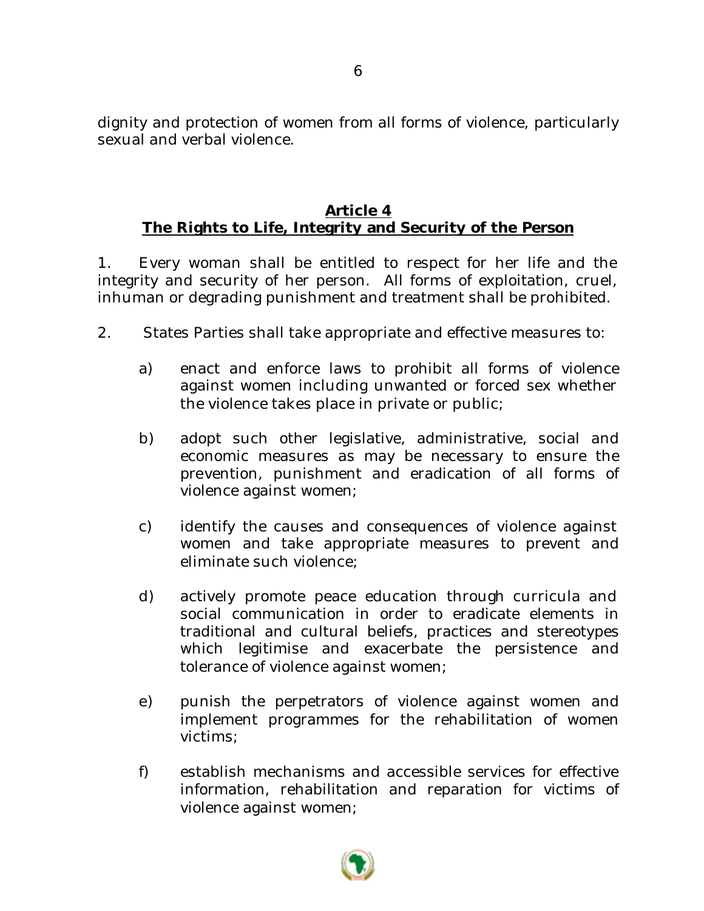dignity and protection of women from all forms of violence, particularly sexual and verbal violence.

## Article 4
## The Rights to Life, Integrity and Security of the Person

1. Every woman shall be entitled to respect for her life and the integrity and security of her person. All forms of exploitation, cruel, inhuman or degrading punishment and treatment shall be prohibited.

2. States Parties shall take appropriate and effective measures to:

   a) enact and enforce laws to prohibit all forms of violence against women including unwanted or forced sex whether the violence takes place in private or public;

   b) adopt such other legislative, administrative, social and economic measures as may be necessary to ensure the prevention, punishment and eradication of all forms of violence against women;

   c) identify the causes and consequences of violence against women and take appropriate measures to prevent and eliminate such violence;

   d) actively promote peace education through curricula and social communication in order to eradicate elements in traditional and cultural beliefs, practices and stereotypes which legitimise and exacerbate the persistence and tolerance of violence against women;

   e) punish the perpetrators of violence against women and implement programmes for the rehabilitation of women victims;

   f) establish mechanisms and accessible services for effective information, rehabilitation and reparation for victims of violence against women;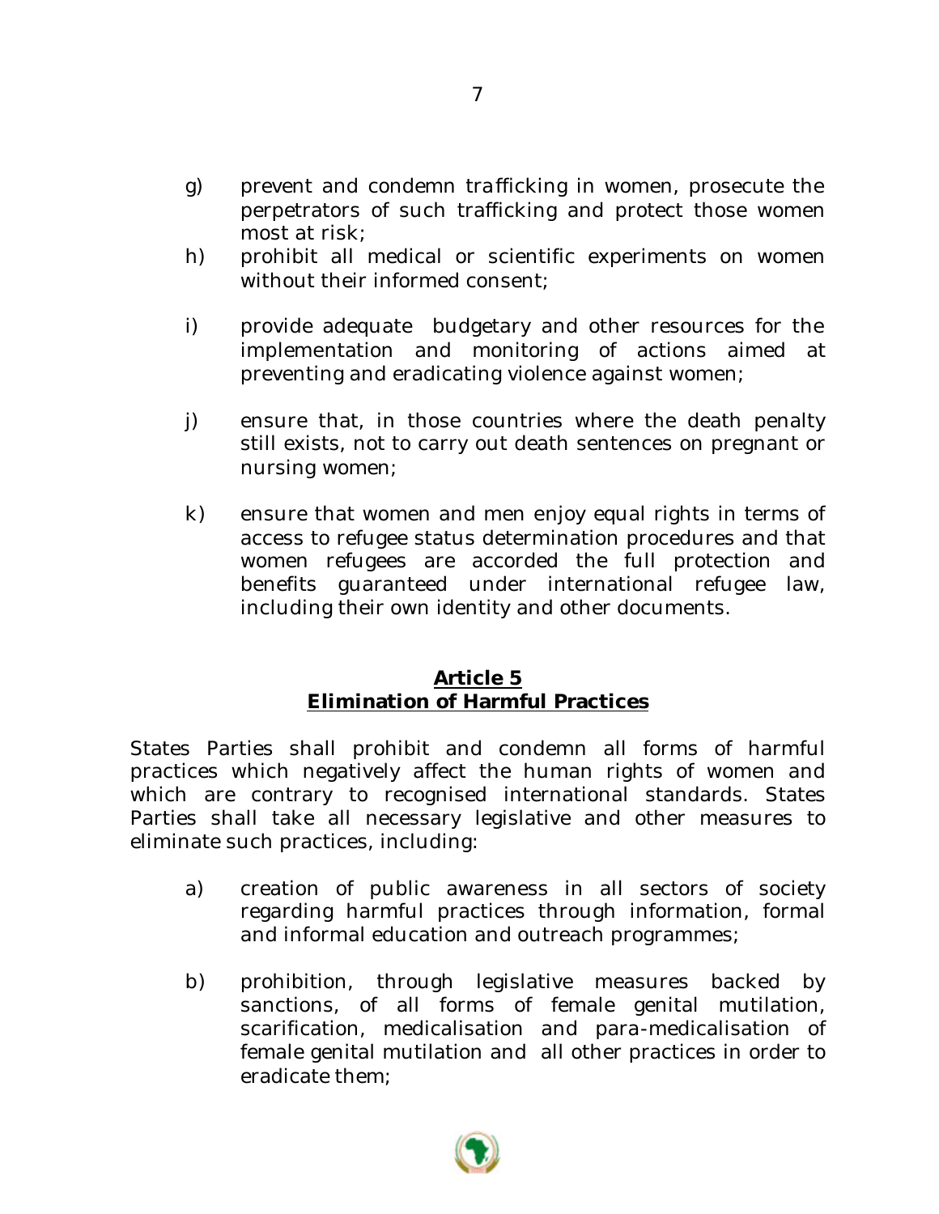g) prevent and condemn trafficking in women, prosecute the perpetrators of such trafficking and protect those women most at risk;

h) prohibit all medical or scientific experiments on women without their informed consent;

i) provide adequate budgetary and other resources for the implementation and monitoring of actions aimed at preventing and eradicating violence against women;

j) ensure that, in those countries where the death penalty still exists, not to carry out death sentences on pregnant or nursing women;

k) ensure that women and men enjoy equal rights in terms of access to refugee status determination procedures and that women refugees are accorded the full protection and benefits guaranteed under international refugee law, including their own identity and other documents.

## Article 5
## Elimination of Harmful Practices

States Parties shall prohibit and condemn all forms of harmful practices which negatively affect the human rights of women and which are contrary to recognised international standards. States Parties shall take all necessary legislative and other measures to eliminate such practices, including:

a) creation of public awareness in all sectors of society regarding harmful practices through information, formal and informal education and outreach programmes;

b) prohibition, through legislative measures backed by sanctions, of all forms of female genital mutilation, scarification, medicalisation and para-medicalisation of female genital mutilation and all other practices in order to eradicate them;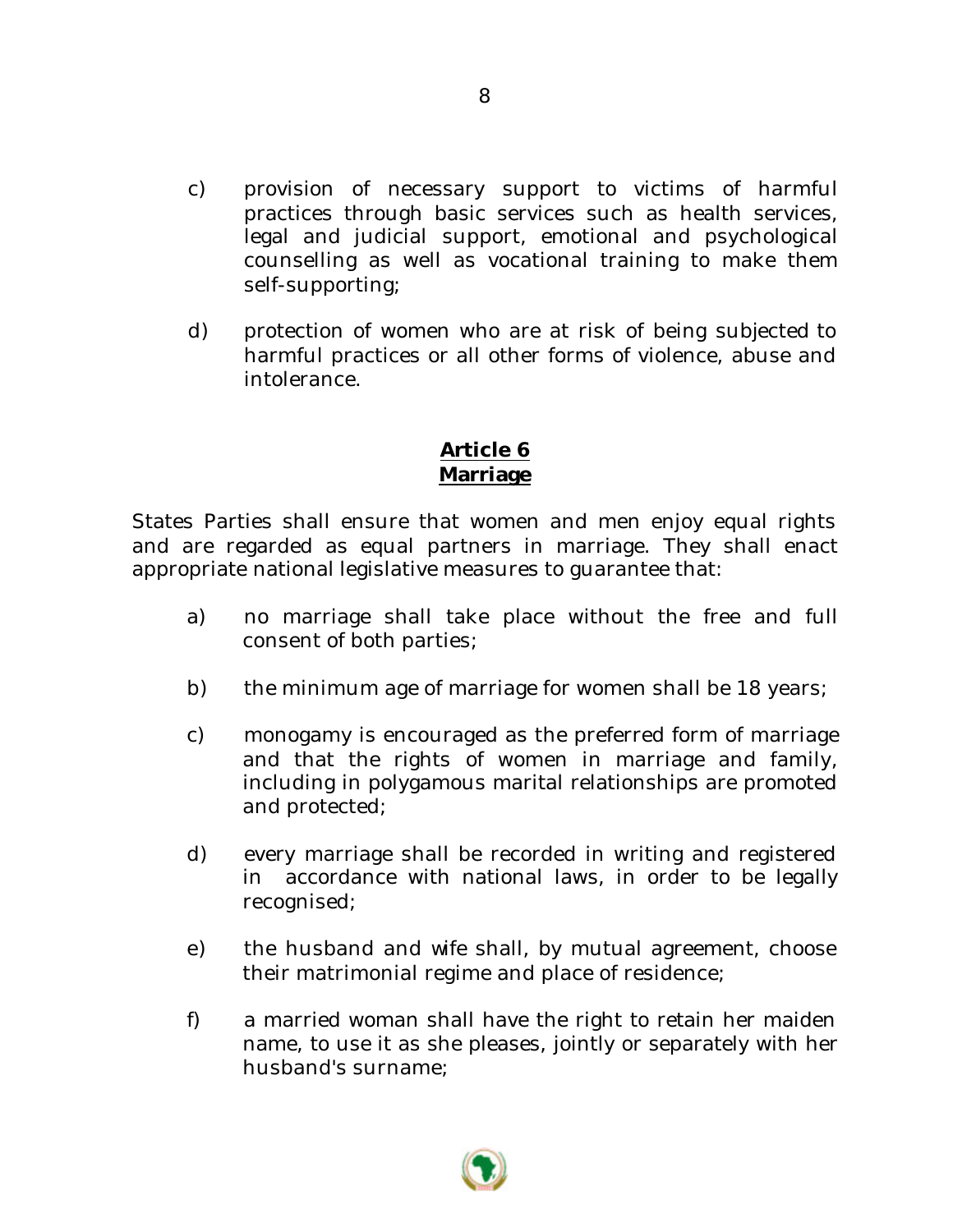c) provision of necessary support to victims of harmful practices through basic services such as health services, legal and judicial support, emotional and psychological counselling as well as vocational training to make them self-supporting;

d) protection of women who are at risk of being subjected to harmful practices or all other forms of violence, abuse and intolerance.

## Article 6
## Marriage

States Parties shall ensure that women and men enjoy equal rights and are regarded as equal partners in marriage. They shall enact appropriate national legislative measures to guarantee that:

a) no marriage shall take place without the free and full consent of both parties;

b) the minimum age of marriage for women shall be 18 years;

c) monogamy is encouraged as the preferred form of marriage and that the rights of women in marriage and family, including in polygamous marital relationships are promoted and protected;

d) every marriage shall be recorded in writing and registered in accordance with national laws, in order to be legally recognised;

e) the husband and wife shall, by mutual agreement, choose their matrimonial regime and place of residence;

f) a married woman shall have the right to retain her maiden name, to use it as she pleases, jointly or separately with her husband's surname;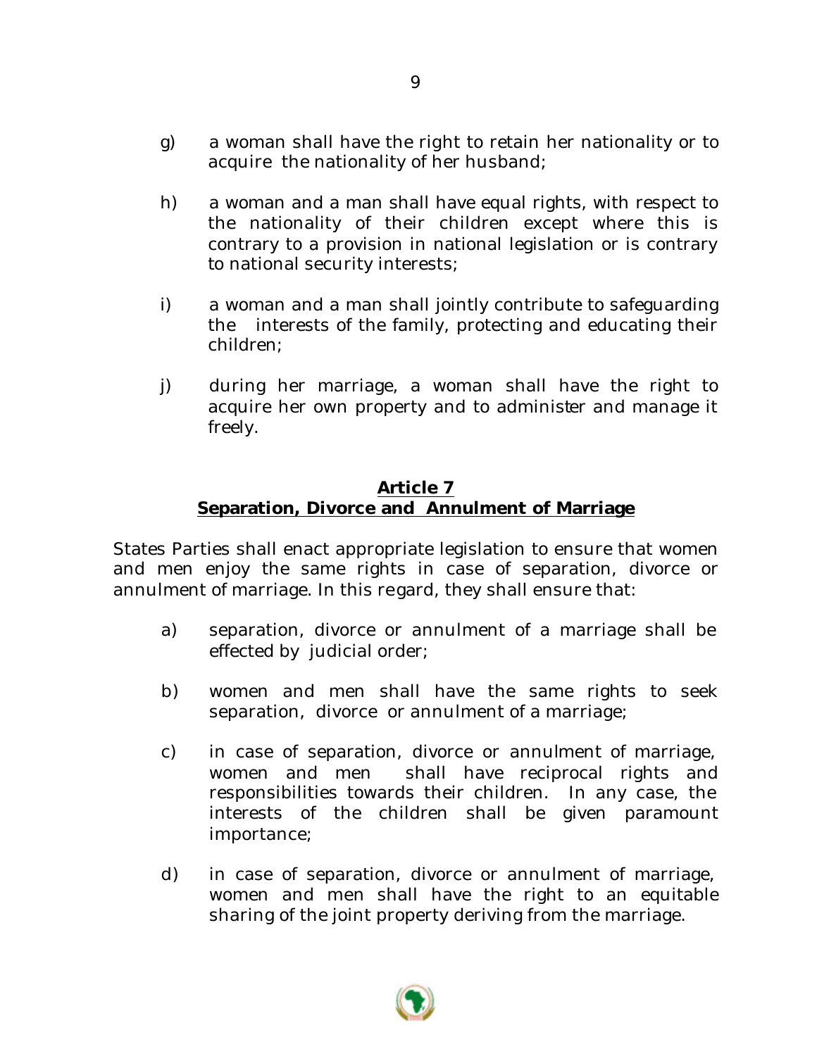g) a woman shall have the right to retain her nationality or to acquire the nationality of her husband;

h) a woman and a man shall have equal rights, with respect to the nationality of their children except where this is contrary to a provision in national legislation or is contrary to national security interests;

i) a woman and a man shall jointly contribute to safeguarding the interests of the family, protecting and educating their children;

j) during her marriage, a woman shall have the right to acquire her own property and to administer and manage it freely.

## Article 7
## Separation, Divorce and Annulment of Marriage

States Parties shall enact appropriate legislation to ensure that women and men enjoy the same rights in case of separation, divorce or annulment of marriage. In this regard, they shall ensure that:

a) separation, divorce or annulment of a marriage shall be effected by judicial order;

b) women and men shall have the same rights to seek separation, divorce or annulment of a marriage;

c) in case of separation, divorce or annulment of marriage, women and men shall have reciprocal rights and responsibilities towards their children. In any case, the interests of the children shall be given paramount importance;

d) in case of separation, divorce or annulment of marriage, women and men shall have the right to an equitable sharing of the joint property deriving from the marriage.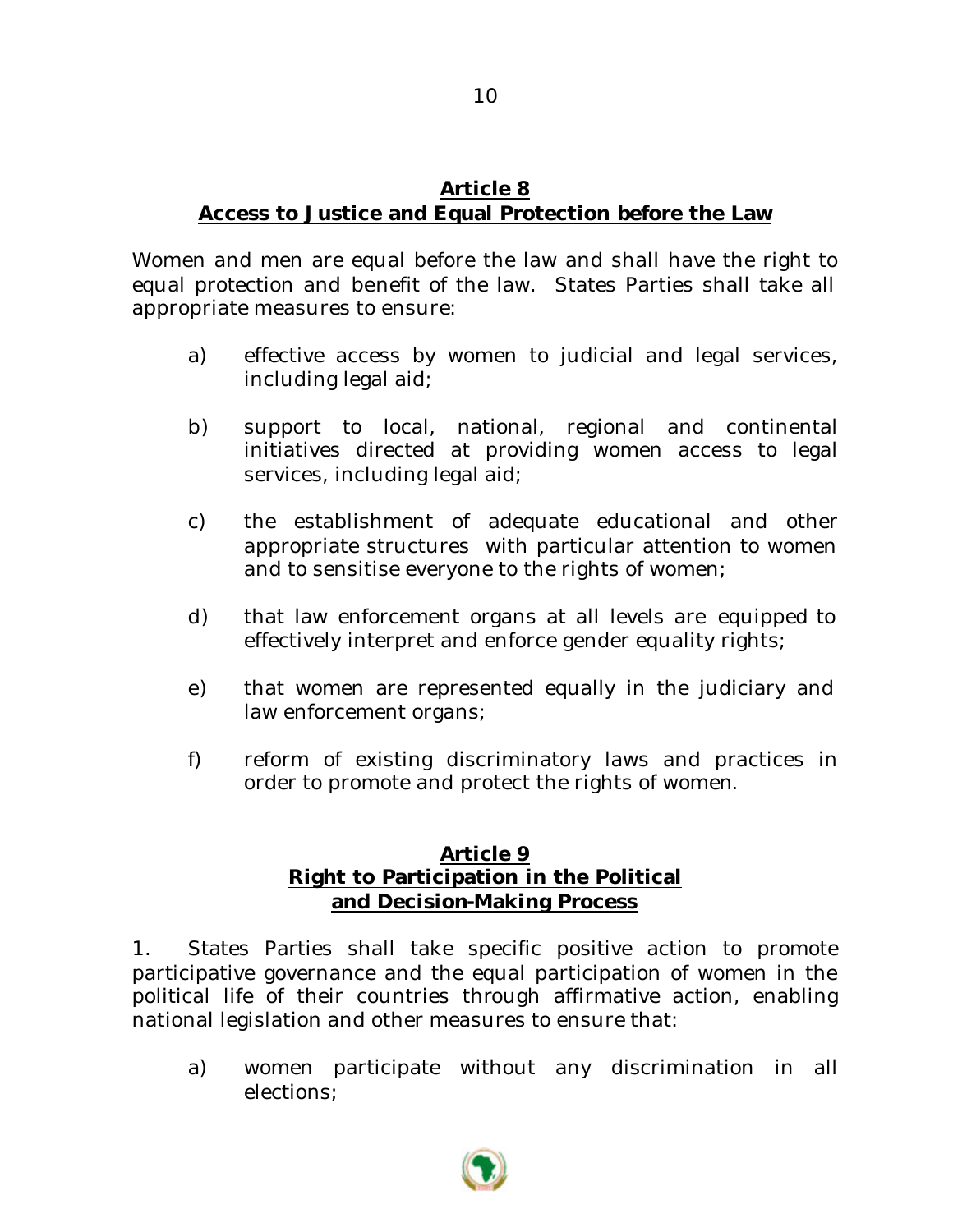## Article 8
## Access to Justice and Equal Protection before the Law

Women and men are equal before the law and shall have the right to equal protection and benefit of the law. States Parties shall take all appropriate measures to ensure:

a) effective access by women to judicial and legal services, including legal aid;

b) support to local, national, regional and continental initiatives directed at providing women access to legal services, including legal aid;

c) the establishment of adequate educational and other appropriate structures with particular attention to women and to sensitise everyone to the rights of women;

d) that law enforcement organs at all levels are equipped to effectively interpret and enforce gender equality rights;

e) that women are represented equally in the judiciary and law enforcement organs;

f) reform of existing discriminatory laws and practices in order to promote and protect the rights of women.

## Article 9
## Right to Participation in the Political and Decision-Making Process

1. States Parties shall take specific positive action to promote participative governance and the equal participation of women in the political life of their countries through affirmative action, enabling national legislation and other measures to ensure that:

a) women participate without any discrimination in all elections;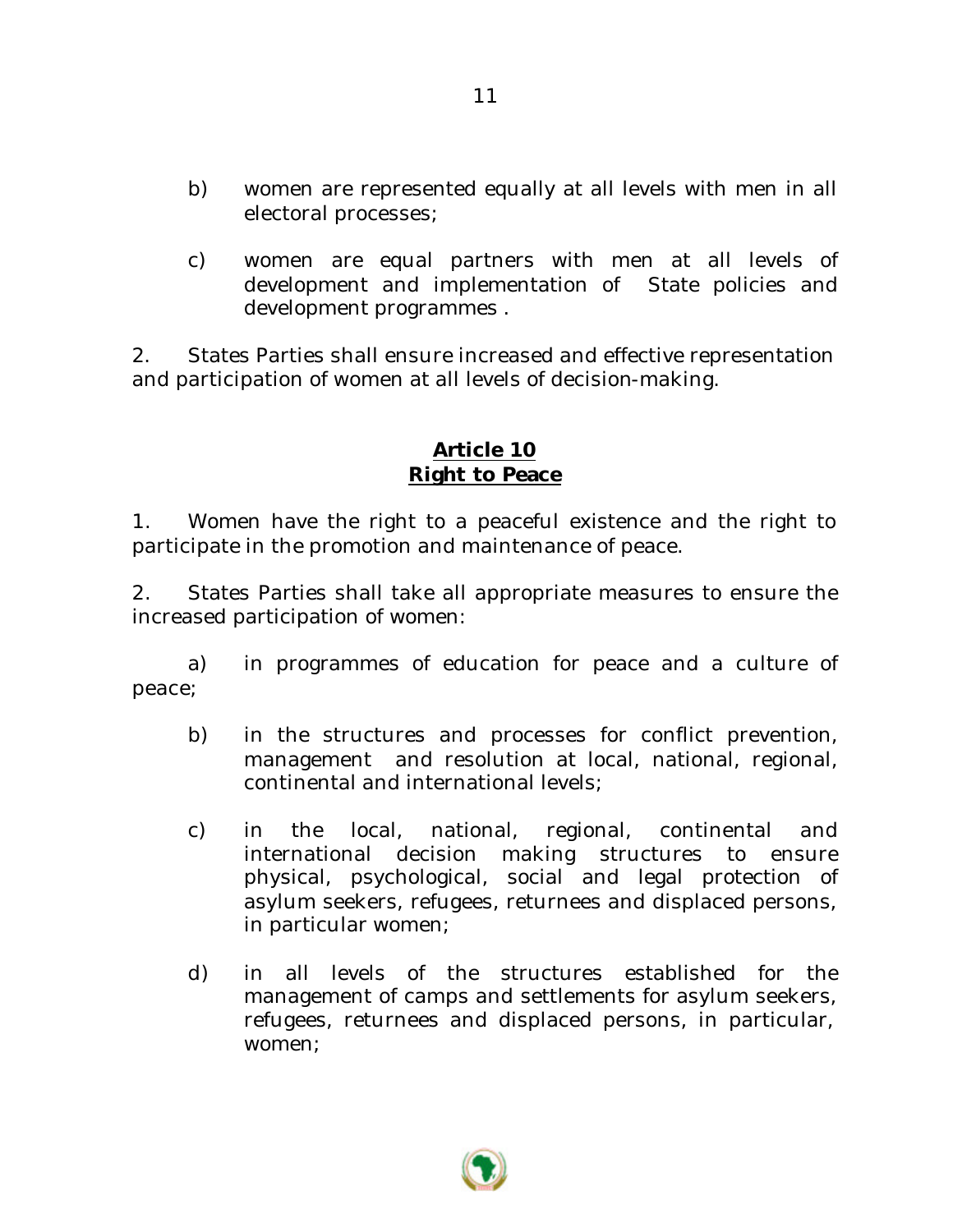b) women are represented equally at all levels with men in all electoral processes;

c) women are equal partners with men at all levels of development and implementation of State policies and development programmes .

2. States Parties shall ensure increased and effective representation and participation of women at all levels of decision-making.

## Article 10
## Right to Peace

1. Women have the right to a peaceful existence and the right to participate in the promotion and maintenance of peace.

2. States Parties shall take all appropriate measures to ensure the increased participation of women:

a) in programmes of education for peace and a culture of peace;

b) in the structures and processes for conflict prevention, management and resolution at local, national, regional, continental and international levels;

c) in the local, national, regional, continental and international decision making structures to ensure physical, psychological, social and legal protection of asylum seekers, refugees, returnees and displaced persons, in particular women;

d) in all levels of the structures established for the management of camps and settlements for asylum seekers, refugees, returnees and displaced persons, in particular, women;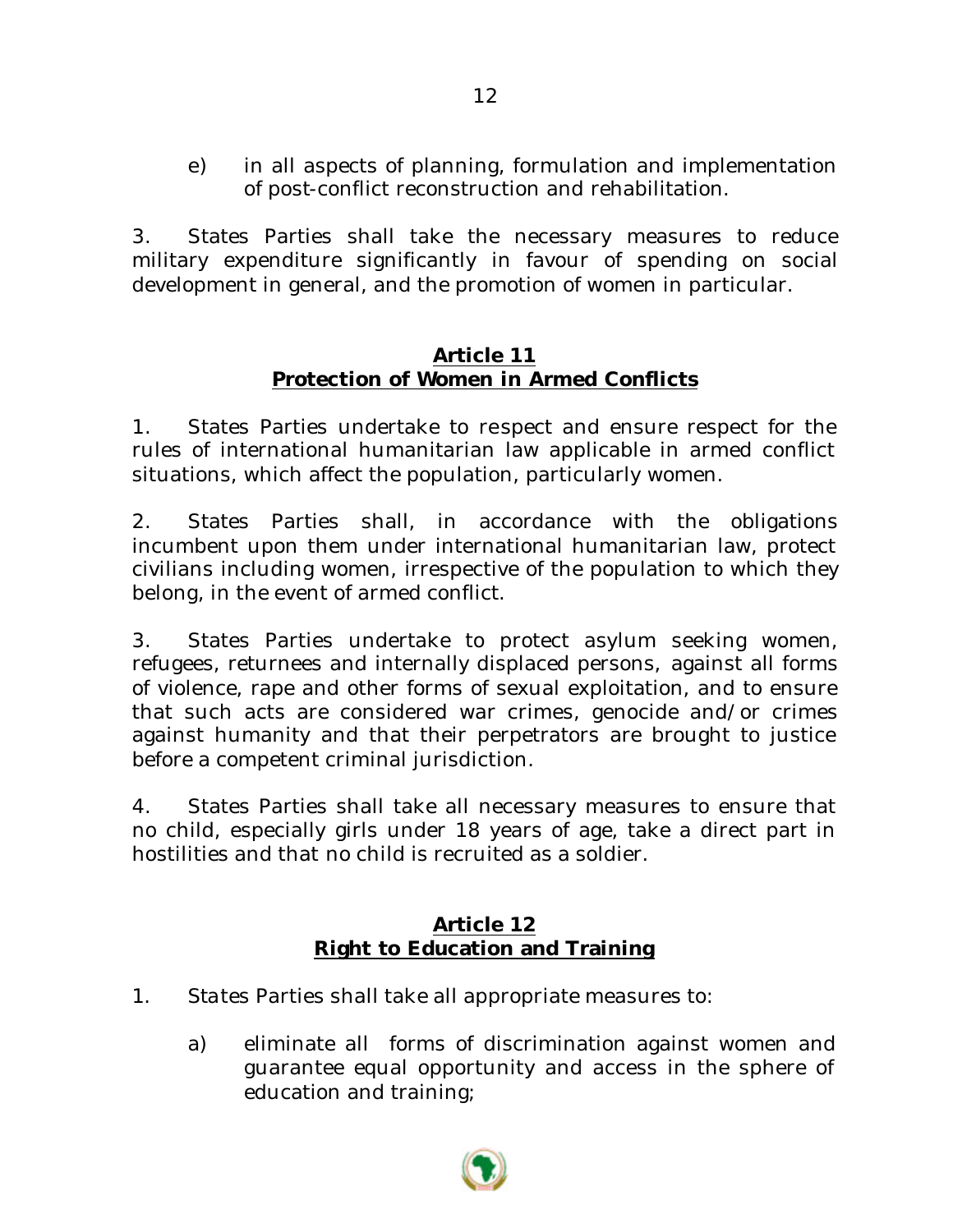e) in all aspects of planning, formulation and implementation of post-conflict reconstruction and rehabilitation.

3. States Parties shall take the necessary measures to reduce military expenditure significantly in favour of spending on social development in general, and the promotion of women in particular.

## Article 11
## Protection of Women in Armed Conflicts

1. States Parties undertake to respect and ensure respect for the rules of international humanitarian law applicable in armed conflict situations, which affect the population, particularly women.

2. States Parties shall, in accordance with the obligations incumbent upon them under international humanitarian law, protect civilians including women, irrespective of the population to which they belong, in the event of armed conflict.

3. States Parties undertake to protect asylum seeking women, refugees, returnees and internally displaced persons, against all forms of violence, rape and other forms of sexual exploitation, and to ensure that such acts are considered war crimes, genocide and/or crimes against humanity and that their perpetrators are brought to justice before a competent criminal jurisdiction.

4. States Parties shall take all necessary measures to ensure that no child, especially girls under 18 years of age, take a direct part in hostilities and that no child is recruited as a soldier.

## Article 12
## Right to Education and Training

1. States Parties shall take all appropriate measures to:

   a) eliminate all forms of discrimination against women and guarantee equal opportunity and access in the sphere of education and training;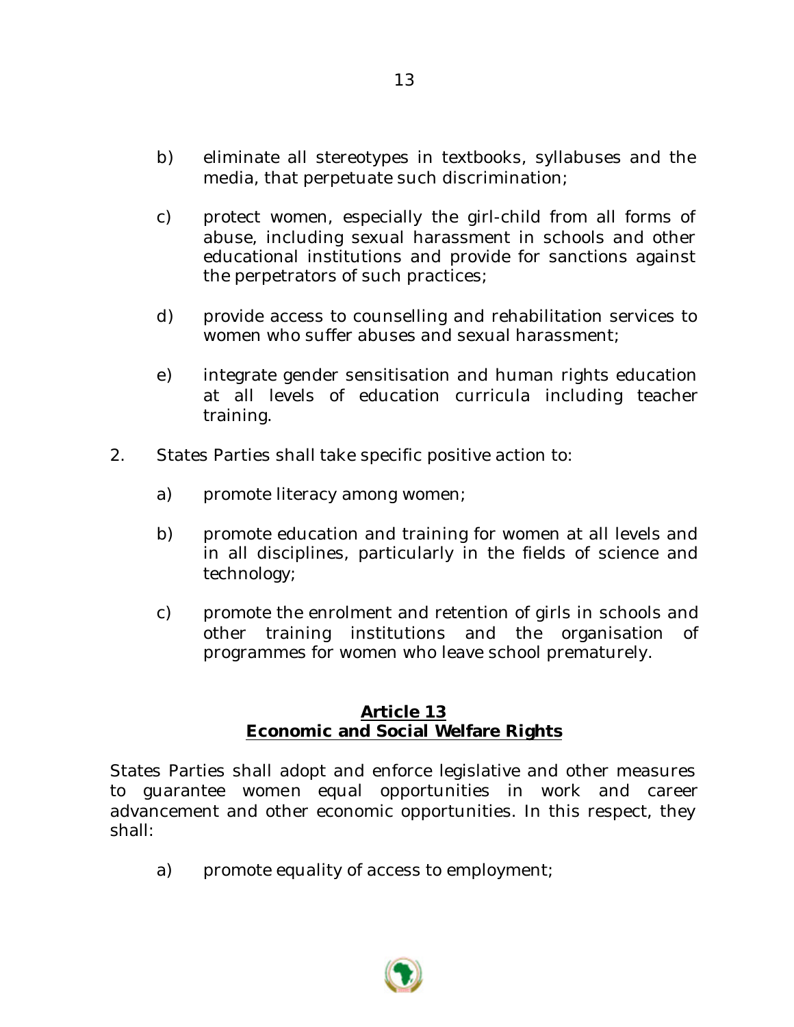b) eliminate all stereotypes in textbooks, syllabuses and the media, that perpetuate such discrimination;

c) protect women, especially the girl-child from all forms of abuse, including sexual harassment in schools and other educational institutions and provide for sanctions against the perpetrators of such practices;

d) provide access to counselling and rehabilitation services to women who suffer abuses and sexual harassment;

e) integrate gender sensitisation and human rights education at all levels of education curricula including teacher training.

2. States Parties shall take specific positive action to:

a) promote literacy among women;

b) promote education and training for women at all levels and in all disciplines, particularly in the fields of science and technology;

c) promote the enrolment and retention of girls in schools and other training institutions and the organisation of programmes for women who leave school prematurely.

## Article 13
## Economic and Social Welfare Rights

States Parties shall adopt and enforce legislative and other measures to guarantee women equal opportunities in work and career advancement and other economic opportunities. In this respect, they shall:

a) promote equality of access to employment;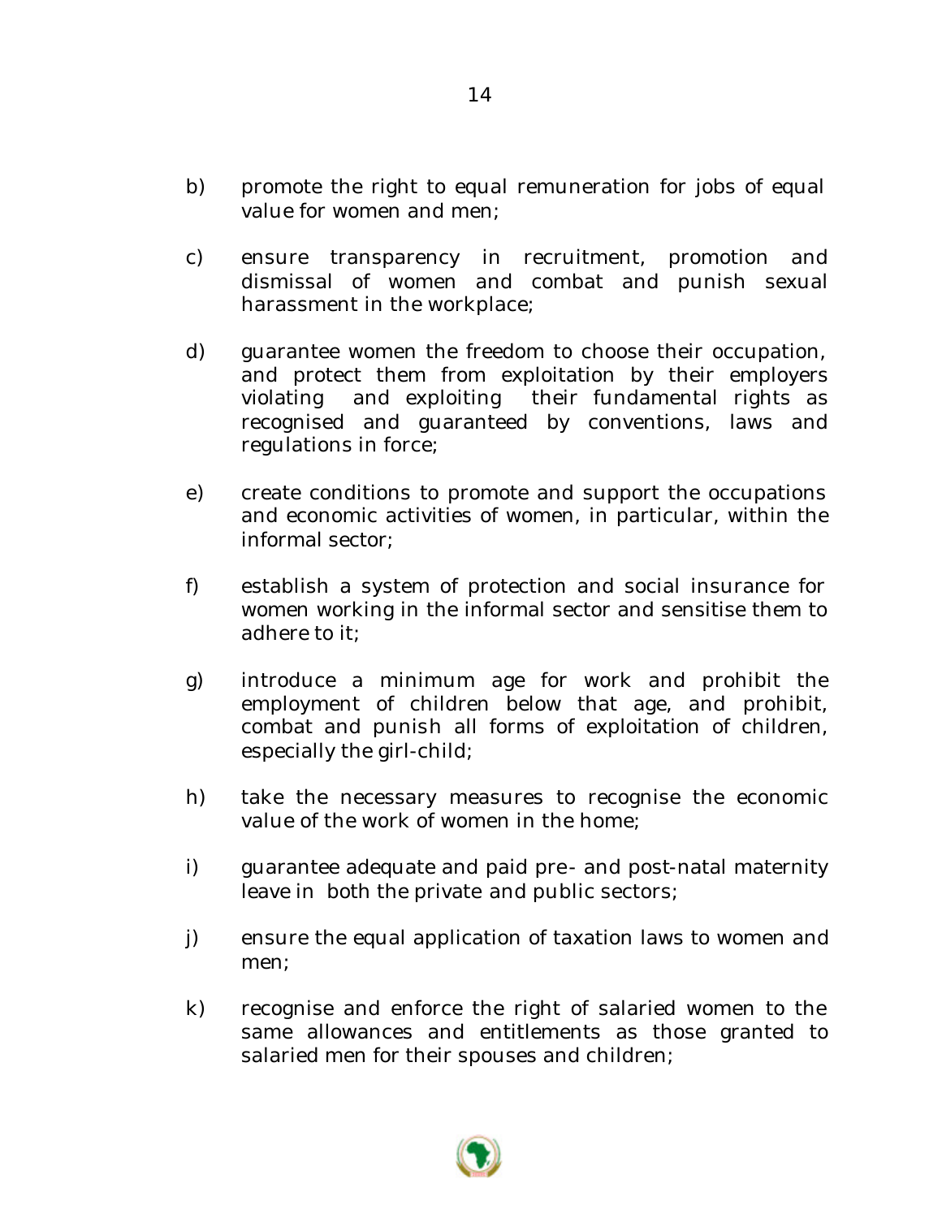b) promote the right to equal remuneration for jobs of equal value for women and men;

c) ensure transparency in recruitment, promotion and dismissal of women and combat and punish sexual harassment in the workplace;

d) guarantee women the freedom to choose their occupation, and protect them from exploitation by their employers violating and exploiting their fundamental rights as recognised and guaranteed by conventions, laws and regulations in force;

e) create conditions to promote and support the occupations and economic activities of women, in particular, within the informal sector;

f) establish a system of protection and social insurance for women working in the informal sector and sensitise them to adhere to it;

g) introduce a minimum age for work and prohibit the employment of children below that age, and prohibit, combat and punish all forms of exploitation of children, especially the girl-child;

h) take the necessary measures to recognise the economic value of the work of women in the home;

i) guarantee adequate and paid pre- and post-natal maternity leave in both the private and public sectors;

j) ensure the equal application of taxation laws to women and men;

k) recognise and enforce the right of salaried women to the same allowances and entitlements as those granted to salaried men for their spouses and children;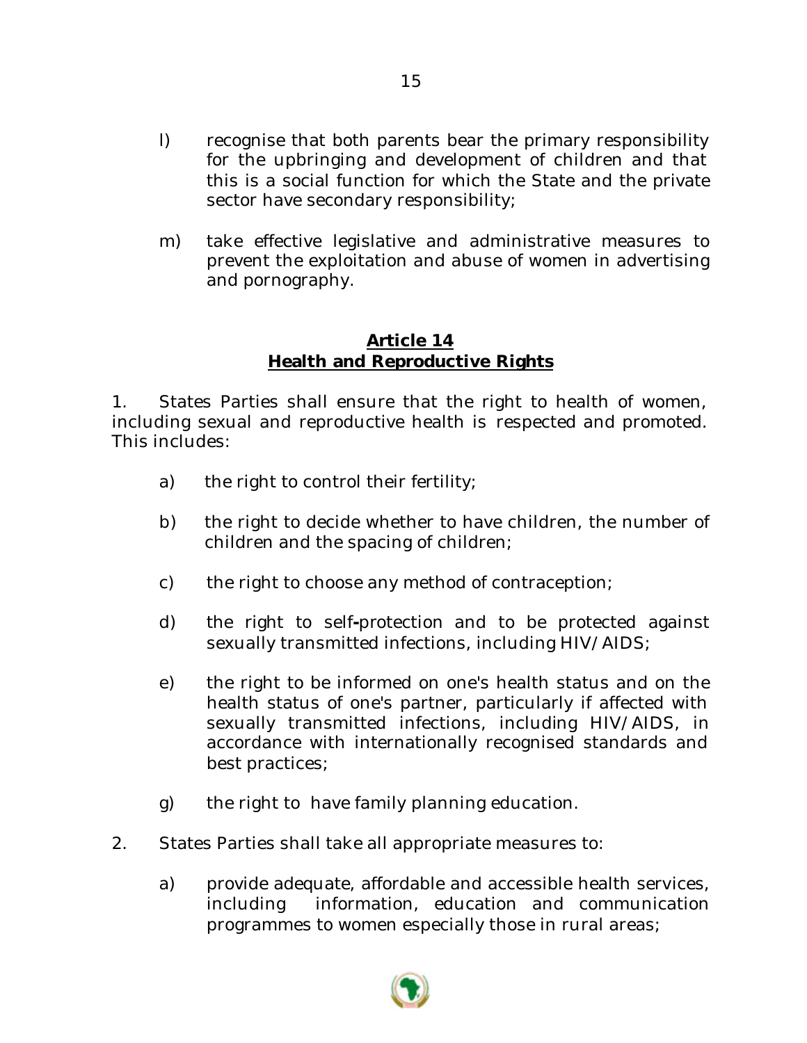l) recognise that both parents bear the primary responsibility for the upbringing and development of children and that this is a social function for which the State and the private sector have secondary responsibility;

m) take effective legislative and administrative measures to prevent the exploitation and abuse of women in advertising and pornography.

## **Article 14**
## **Health and Reproductive Rights**

1. States Parties shall ensure that the right to health of women, including sexual and reproductive health is respected and promoted. This includes:

a) the right to control their fertility;

b) the right to decide whether to have children, the number of children and the spacing of children;

c) the right to choose any method of contraception;

d) the right to self-protection and to be protected against sexually transmitted infections, including HIV/AIDS;

e) the right to be informed on one's health status and on the health status of one's partner, particularly if affected with sexually transmitted infections, including HIV/AIDS, in accordance with internationally recognised standards and best practices;

g) the right to have family planning education.

2. States Parties shall take all appropriate measures to:

a) provide adequate, affordable and accessible health services, including information, education and communication programmes to women especially those in rural areas;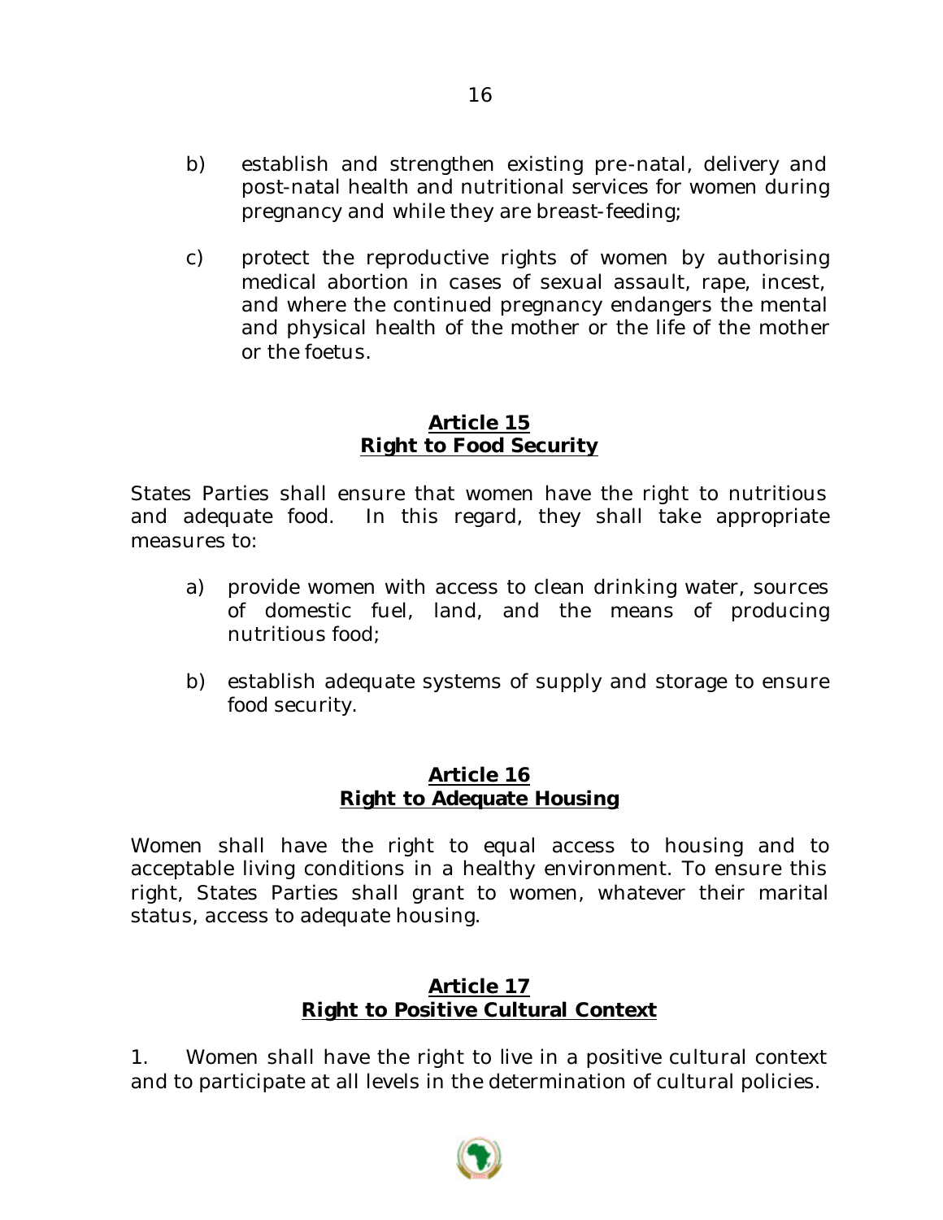b) establish and strengthen existing pre-natal, delivery and post-natal health and nutritional services for women during pregnancy and while they are breast-feeding;

c) protect the reproductive rights of women by authorising medical abortion in cases of sexual assault, rape, incest, and where the continued pregnancy endangers the mental and physical health of the mother or the life of the mother or the foetus.

## Article 15
## Right to Food Security

States Parties shall ensure that women have the right to nutritious and adequate food. In this regard, they shall take appropriate measures to:

a) provide women with access to clean drinking water, sources of domestic fuel, land, and the means of producing nutritious food;

b) establish adequate systems of supply and storage to ensure food security.

## Article 16
## Right to Adequate Housing

Women shall have the right to equal access to housing and to acceptable living conditions in a healthy environment. To ensure this right, States Parties shall grant to women, whatever their marital status, access to adequate housing.

## Article 17
## Right to Positive Cultural Context

1. Women shall have the right to live in a positive cultural context and to participate at all levels in the determination of cultural policies.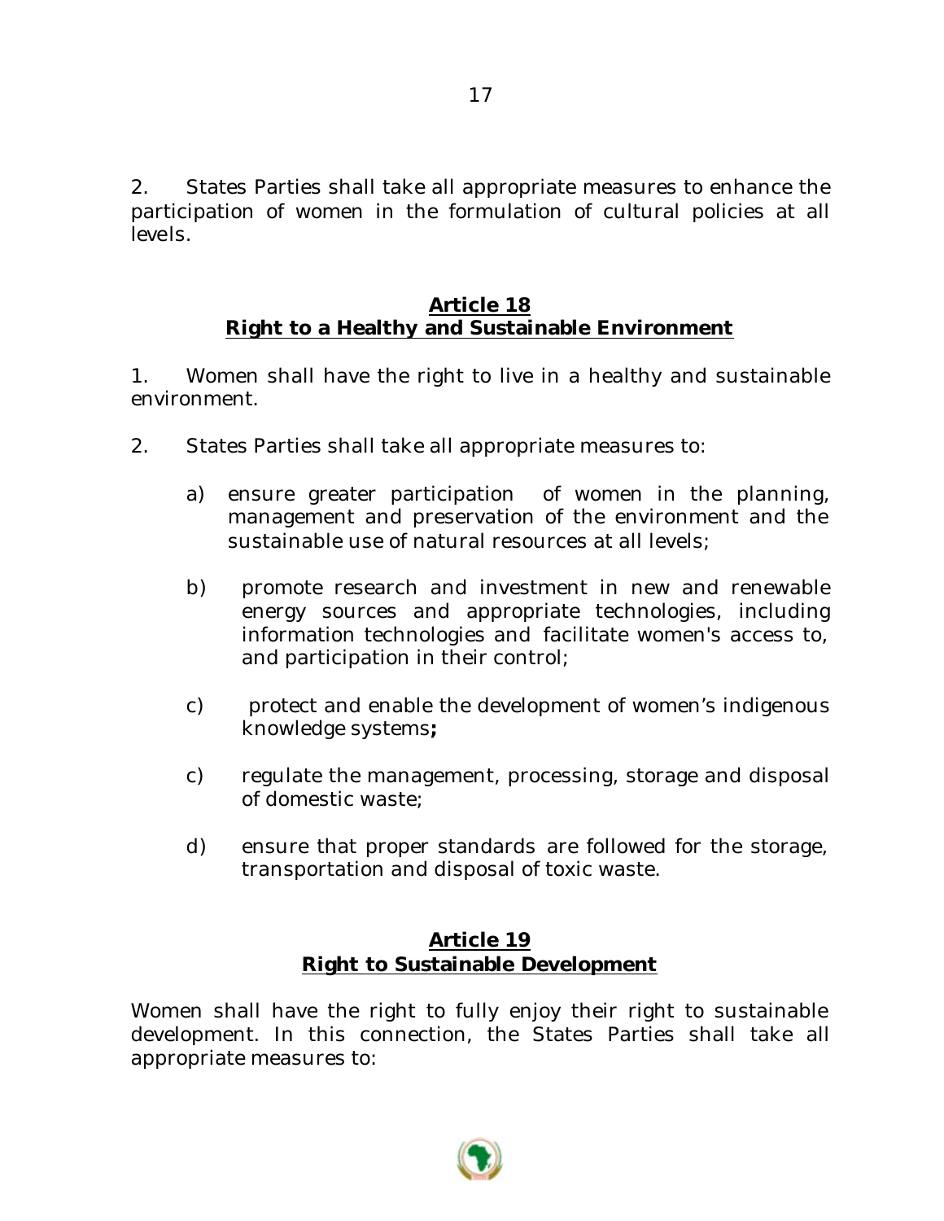2. States Parties shall take all appropriate measures to enhance the participation of women in the formulation of cultural policies at all levels.

## Article 18
## Right to a Healthy and Sustainable Environment

1. Women shall have the right to live in a healthy and sustainable environment.

2. States Parties shall take all appropriate measures to:

   a) ensure greater participation of women in the planning, management and preservation of the environment and the sustainable use of natural resources at all levels;

   b) promote research and investment in new and renewable energy sources and appropriate technologies, including information technologies and facilitate women's access to, and participation in their control;

   c) protect and enable the development of women's indigenous knowledge systems**;**

   c) regulate the management, processing, storage and disposal of domestic waste;

   d) ensure that proper standards are followed for the storage, transportation and disposal of toxic waste.

## Article 19
## Right to Sustainable Development

Women shall have the right to fully enjoy their right to sustainable development. In this connection, the States Parties shall take all appropriate measures to: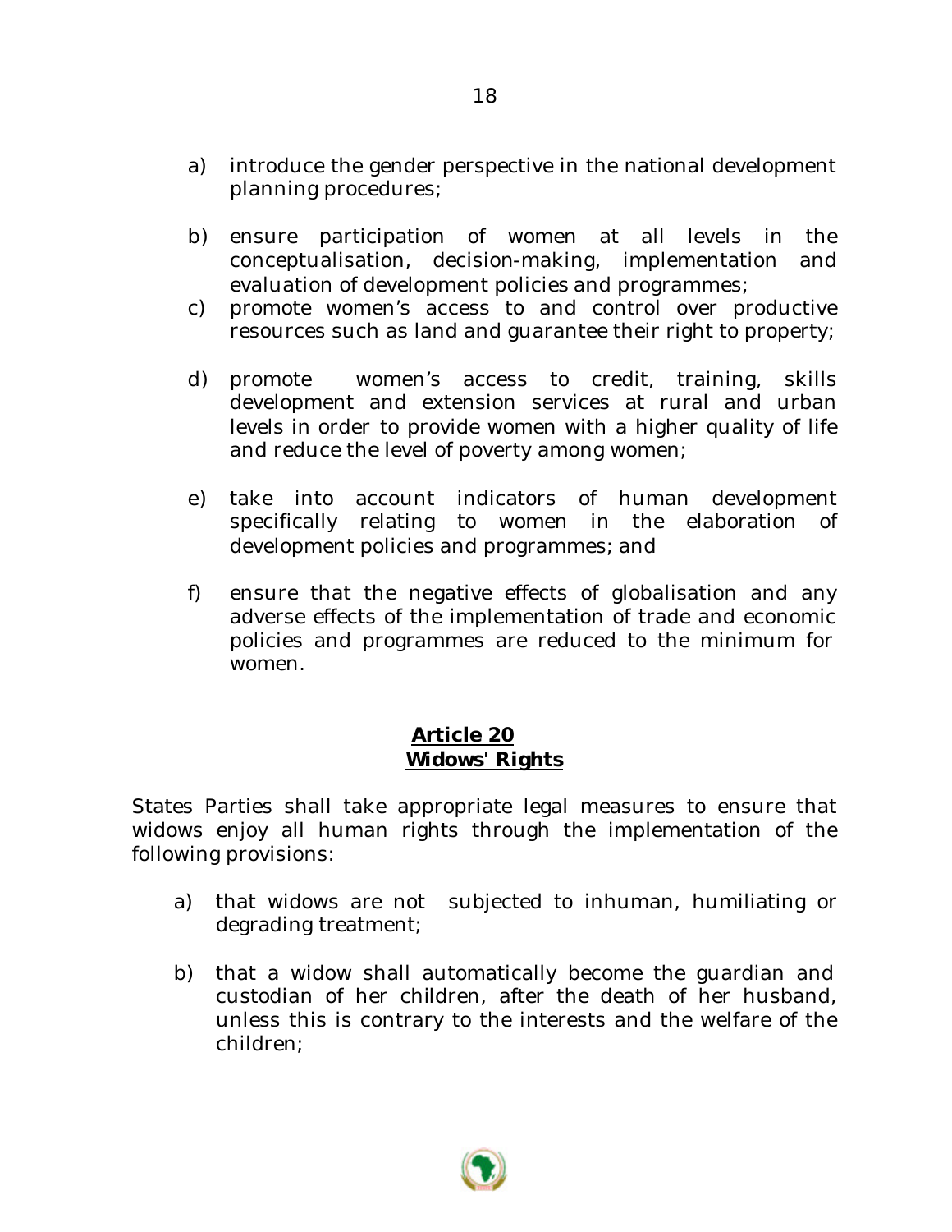a) introduce the gender perspective in the national development planning procedures;

b) ensure participation of women at all levels in the conceptualisation, decision-making, implementation and evaluation of development policies and programmes;

c) promote women's access to and control over productive resources such as land and guarantee their right to property;

d) promote women's access to credit, training, skills development and extension services at rural and urban levels in order to provide women with a higher quality of life and reduce the level of poverty among women;

e) take into account indicators of human development specifically relating to women in the elaboration of development policies and programmes; and

f) ensure that the negative effects of globalisation and any adverse effects of the implementation of trade and economic policies and programmes are reduced to the minimum for women.

## Article 20
## Widows' Rights

States Parties shall take appropriate legal measures to ensure that widows enjoy all human rights through the implementation of the following provisions:

a) that widows are not subjected to inhuman, humiliating or degrading treatment;

b) that a widow shall automatically become the guardian and custodian of her children, after the death of her husband, unless this is contrary to the interests and the welfare of the children;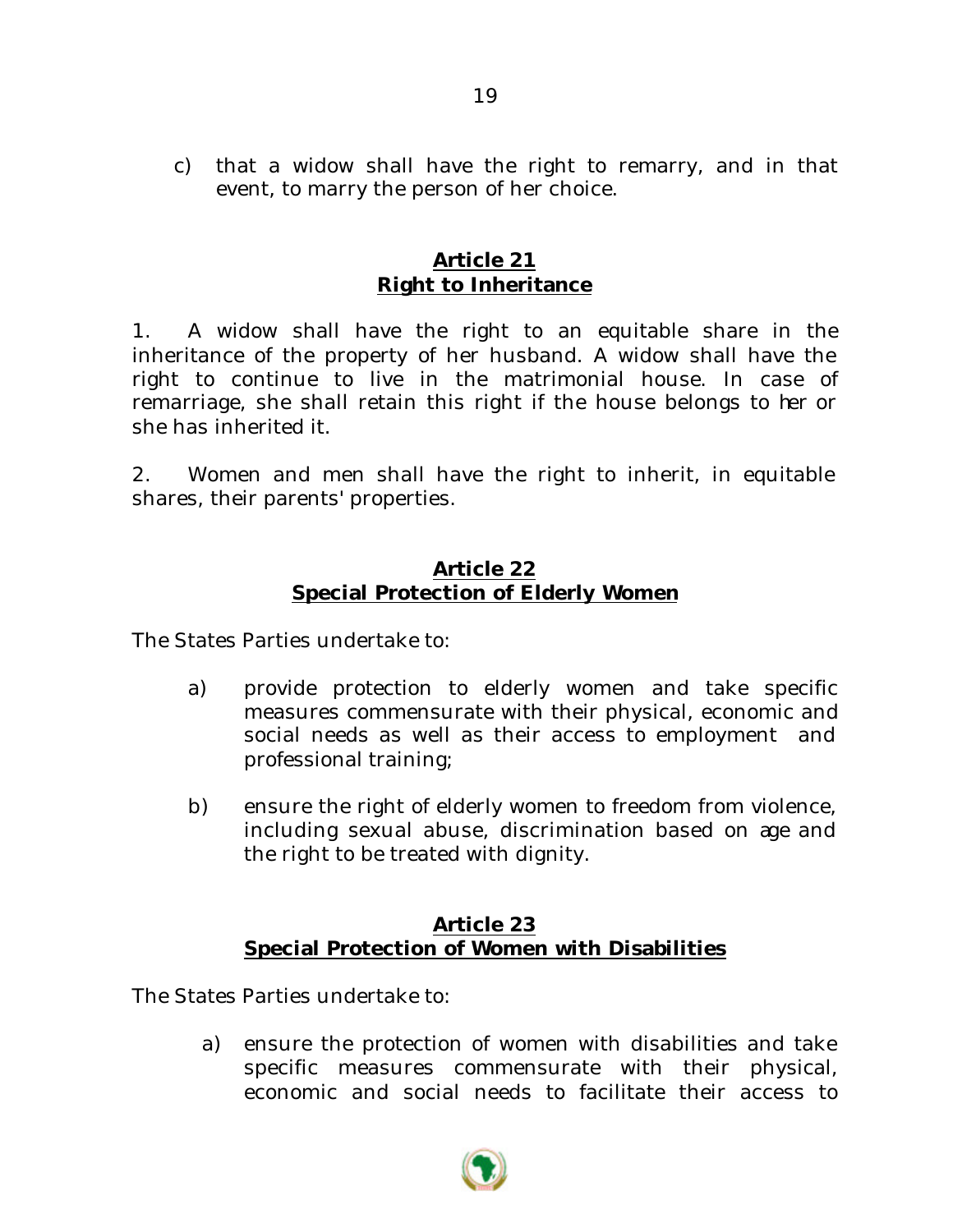c) that a widow shall have the right to remarry, and in that event, to marry the person of her choice.

## Article 21
## Right to Inheritance

1. A widow shall have the right to an equitable share in the inheritance of the property of her husband. A widow shall have the right to continue to live in the matrimonial house. In case of remarriage, she shall retain this right if the house belongs to her or she has inherited it.

2. Women and men shall have the right to inherit, in equitable shares, their parents' properties.

## Article 22
## Special Protection of Elderly Women

The States Parties undertake to:

a) provide protection to elderly women and take specific measures commensurate with their physical, economic and social needs as well as their access to employment and professional training;

b) ensure the right of elderly women to freedom from violence, including sexual abuse, discrimination based on age and the right to be treated with dignity.

## Article 23
## Special Protection of Women with Disabilities

The States Parties undertake to:

a) ensure the protection of women with disabilities and take specific measures commensurate with their physical, economic and social needs to facilitate their access to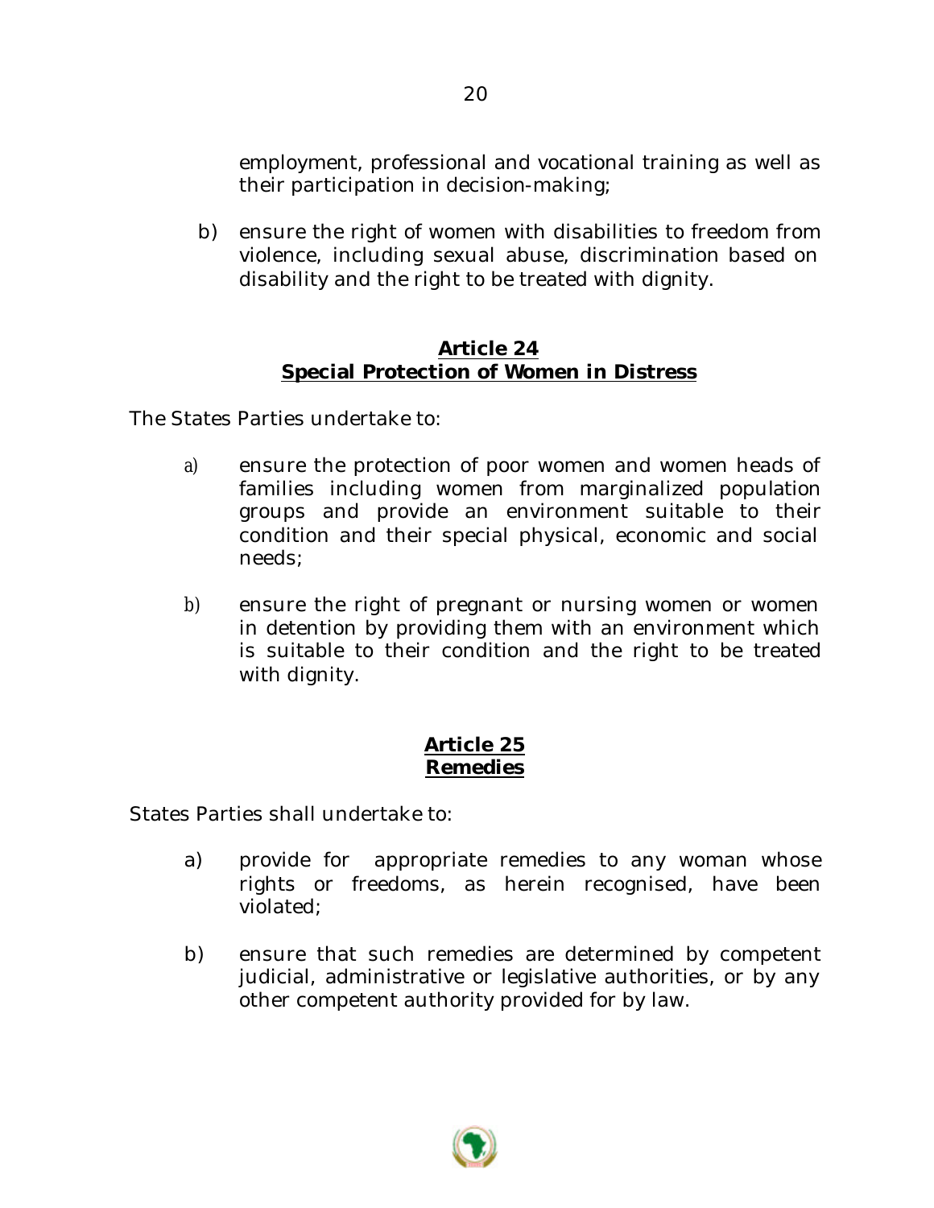employment, professional and vocational training as well as their participation in decision-making;

b) ensure the right of women with disabilities to freedom from violence, including sexual abuse, discrimination based on disability and the right to be treated with dignity.

## **Article 24**
## **Special Protection of Women in Distress**

The States Parties undertake to:

a) ensure the protection of poor women and women heads of families including women from marginalized population groups and provide an environment suitable to their condition and their special physical, economic and social needs;

b) ensure the right of pregnant or nursing women or women in detention by providing them with an environment which is suitable to their condition and the right to be treated with dignity.

## **Article 25**
## **Remedies**

States Parties shall undertake to:

a) provide for appropriate remedies to any woman whose rights or freedoms, as herein recognised, have been violated;

b) ensure that such remedies are determined by competent judicial, administrative or legislative authorities, or by any other competent authority provided for by law.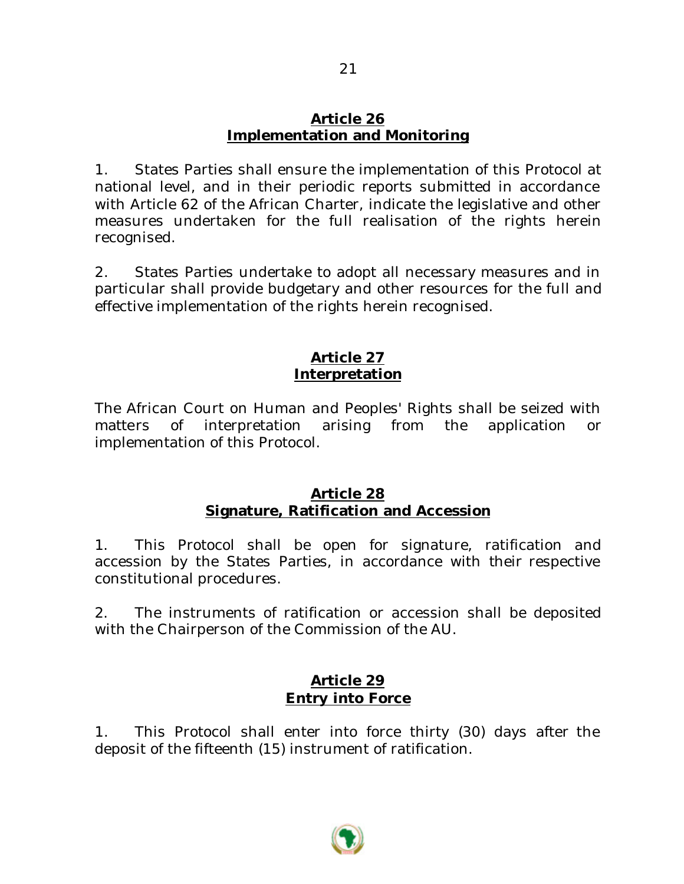## Article 26
## Implementation and Monitoring

1. States Parties shall ensure the implementation of this Protocol at national level, and in their periodic reports submitted in accordance with Article 62 of the African Charter, indicate the legislative and other measures undertaken for the full realisation of the rights herein recognised.

2. States Parties undertake to adopt all necessary measures and in particular shall provide budgetary and other resources for the full and effective implementation of the rights herein recognised.

## Article 27
## Interpretation

The African Court on Human and Peoples' Rights shall be seized with matters of interpretation arising from the application or implementation of this Protocol.

## Article 28
## Signature, Ratification and Accession

1. This Protocol shall be open for signature, ratification and accession by the States Parties, in accordance with their respective constitutional procedures.

2. The instruments of ratification or accession shall be deposited with the Chairperson of the Commission of the AU.

## Article 29
## Entry into Force

1. This Protocol shall enter into force thirty (30) days after the deposit of the fifteenth (15) instrument of ratification.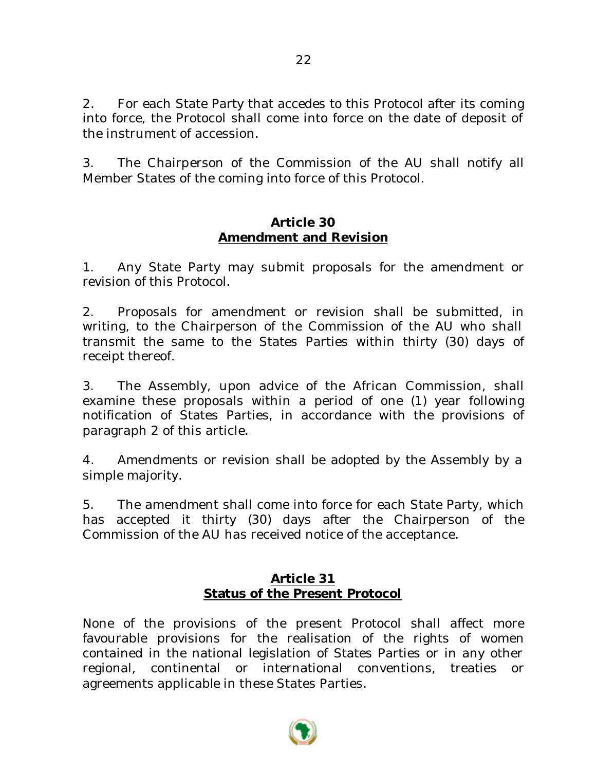2. For each State Party that accedes to this Protocol after its coming into force, the Protocol shall come into force on the date of deposit of the instrument of accession.

3. The Chairperson of the Commission of the AU shall notify all Member States of the coming into force of this Protocol.

## Article 30
## Amendment and Revision

1. Any State Party may submit proposals for the amendment or revision of this Protocol.

2. Proposals for amendment or revision shall be submitted, in writing, to the Chairperson of the Commission of the AU who shall transmit the same to the States Parties within thirty (30) days of receipt thereof.

3. The Assembly, upon advice of the African Commission, shall examine these proposals within a period of one (1) year following notification of States Parties, in accordance with the provisions of paragraph 2 of this article.

4. Amendments or revision shall be adopted by the Assembly by a simple majority.

5. The amendment shall come into force for each State Party, which has accepted it thirty (30) days after the Chairperson of the Commission of the AU has received notice of the acceptance.

## Article 31
## Status of the Present Protocol

None of the provisions of the present Protocol shall affect more favourable provisions for the realisation of the rights of women contained in the national legislation of States Parties or in any other regional, continental or international conventions, treaties or agreements applicable in these States Parties.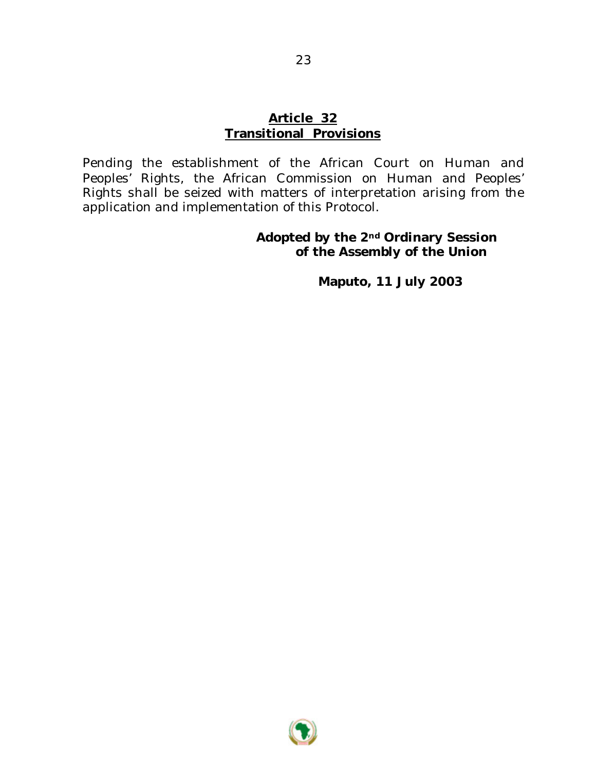## Article 32
## Transitional Provisions

Pending the establishment of the African Court on Human and Peoples' Rights, the African Commission on Human and Peoples' Rights shall be seized with matters of interpretation arising from the application and implementation of this Protocol.

**Adopted by the 2nd Ordinary Session of the Assembly of the Union**

**Maputo, 11 July 2003**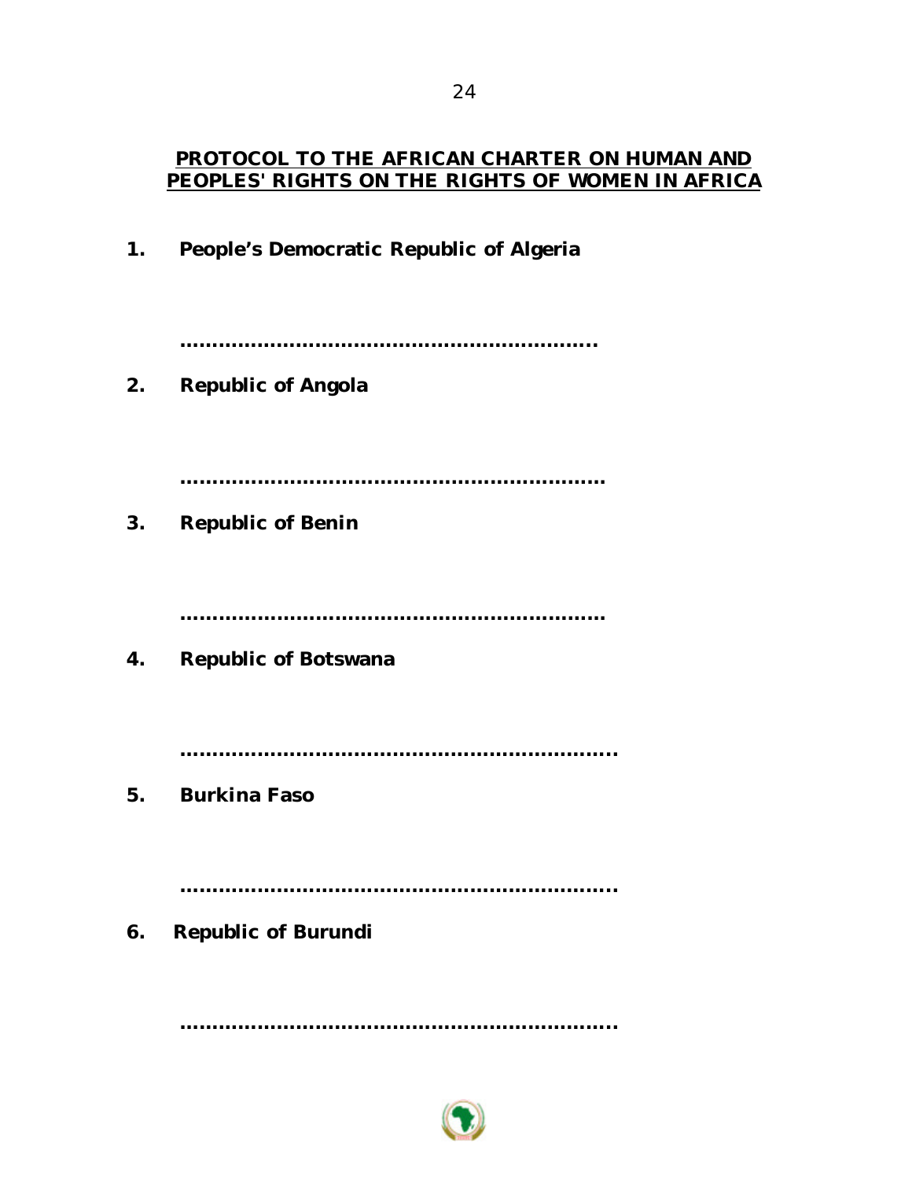**PROTOCOL TO THE AFRICAN CHARTER ON HUMAN AND PEOPLES' RIGHTS ON THE RIGHTS OF WOMEN IN AFRICA**

**1. People's Democratic Republic of Algeria**

**..................................................................**

**2. Republic of Angola**

**..................................................................**

**3. Republic of Benin**

**..................................................................**

**4. Republic of Botswana**

**..................................................................**

**5. Burkina Faso**

**..................................................................**

**6. Republic of Burundi**

**..................................................................**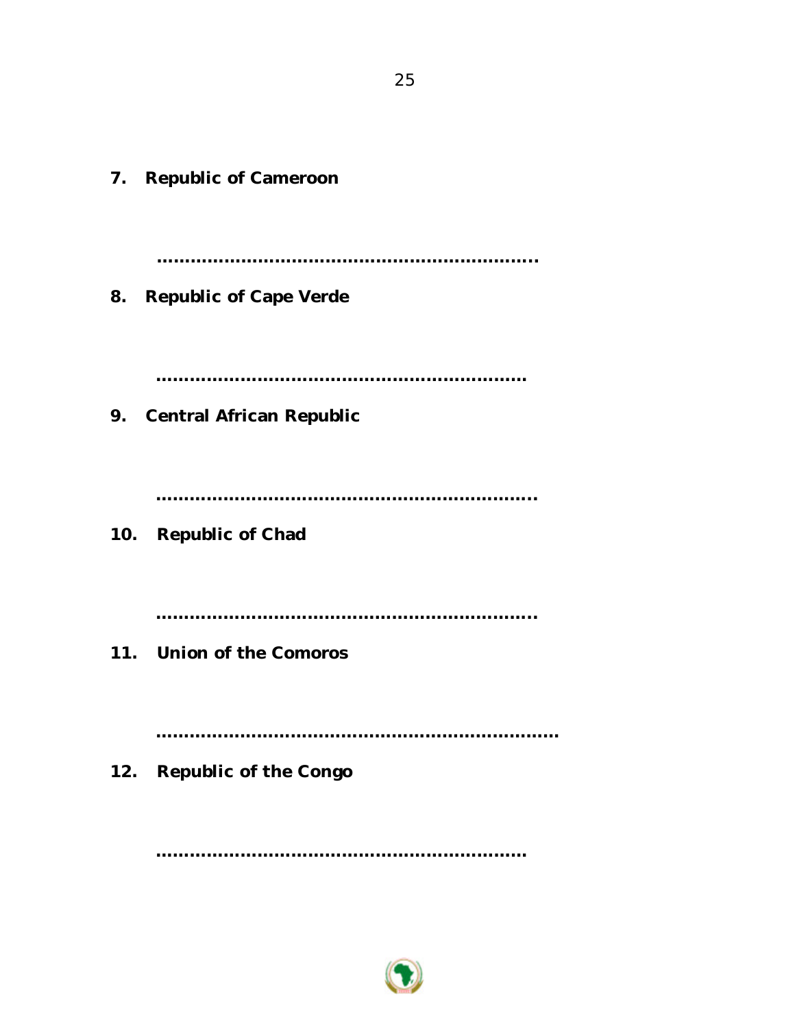7. **Republic of Cameroon**

   **...................................................................**

8. **Republic of Cape Verde**

   **.................................................................**

9. **Central African Republic**

   **...................................................................**

10. **Republic of Chad**

    **...................................................................**

11. **Union of the Comoros**

    **.......................................................................**

12. **Republic of the Congo**

    **.................................................................**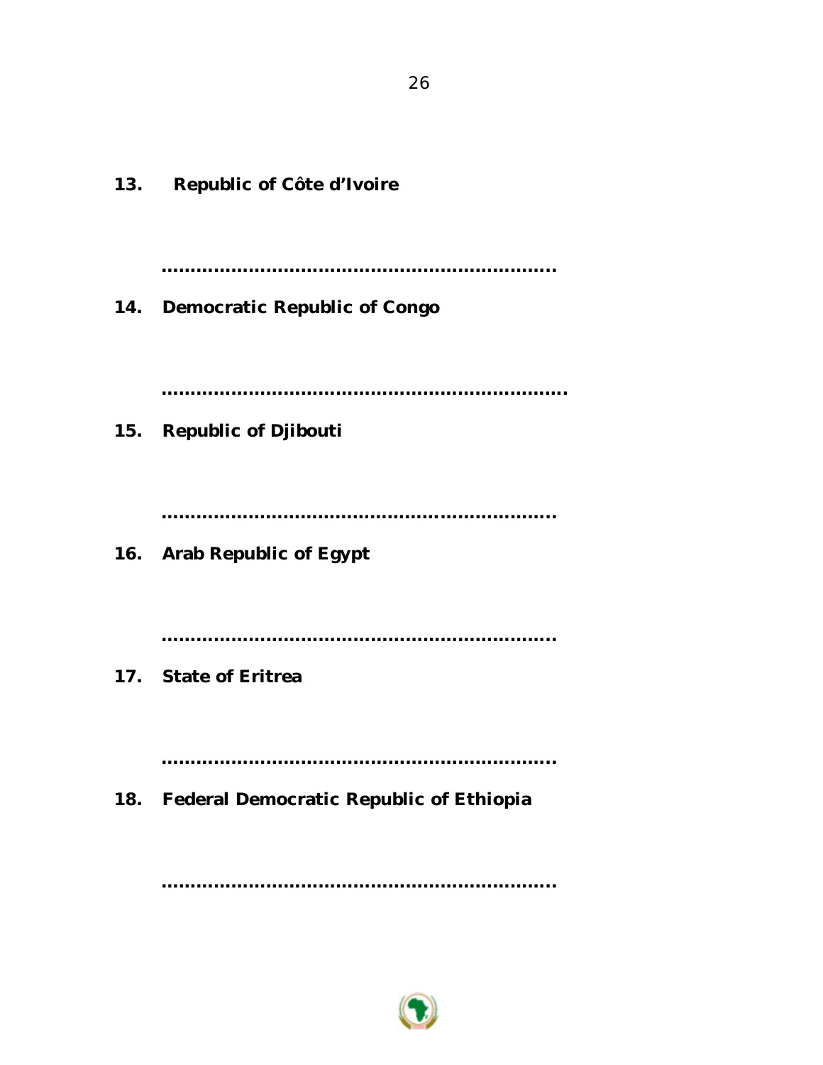**13. Republic of Côte d'Ivoire**

......................................................................

**14. Democratic Republic of Congo**

.......................................................................

**15. Republic of Djibouti**

......................................................................

**16. Arab Republic of Egypt**

......................................................................

**17. State of Eritrea**

......................................................................

**18. Federal Democratic Republic of Ethiopia**

......................................................................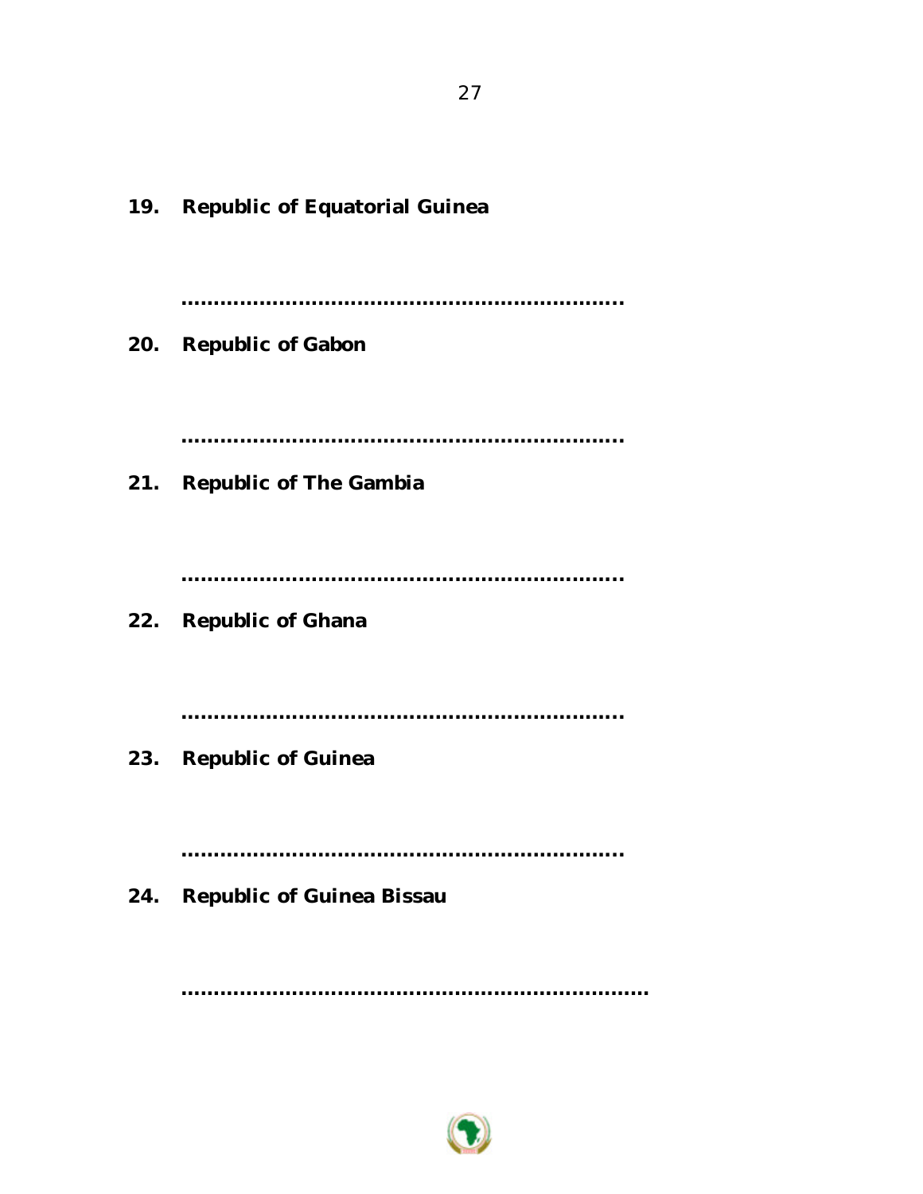**19. Republic of Equatorial Guinea**

………………………………………………………….

**20. Republic of Gabon**

………………………………………………………….

**21. Republic of The Gambia**

………………………………………………………….

**22. Republic of Ghana**

………………………………………………………….

**23. Republic of Guinea**

………………………………………………………….

**24. Republic of Guinea Bissau**

……………………………………………………………..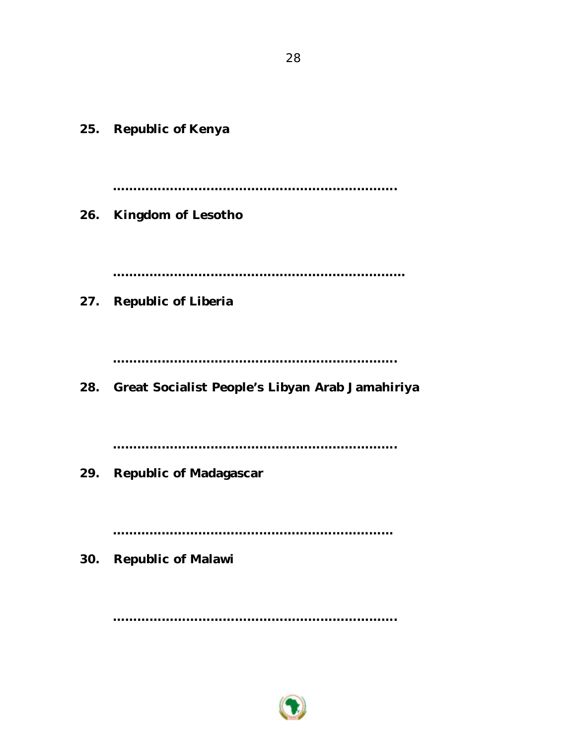**25. Republic of Kenya**

………………………………………………………………

**26. Kingdom of Lesotho**

………………………………………………………………

**27. Republic of Liberia**

………………………………………………………………

**28. Great Socialist People's Libyan Arab Jamahiriya**

………………………………………………………………

**29. Republic of Madagascar**

………………………………………………………………

**30. Republic of Malawi**

………………………………………………………………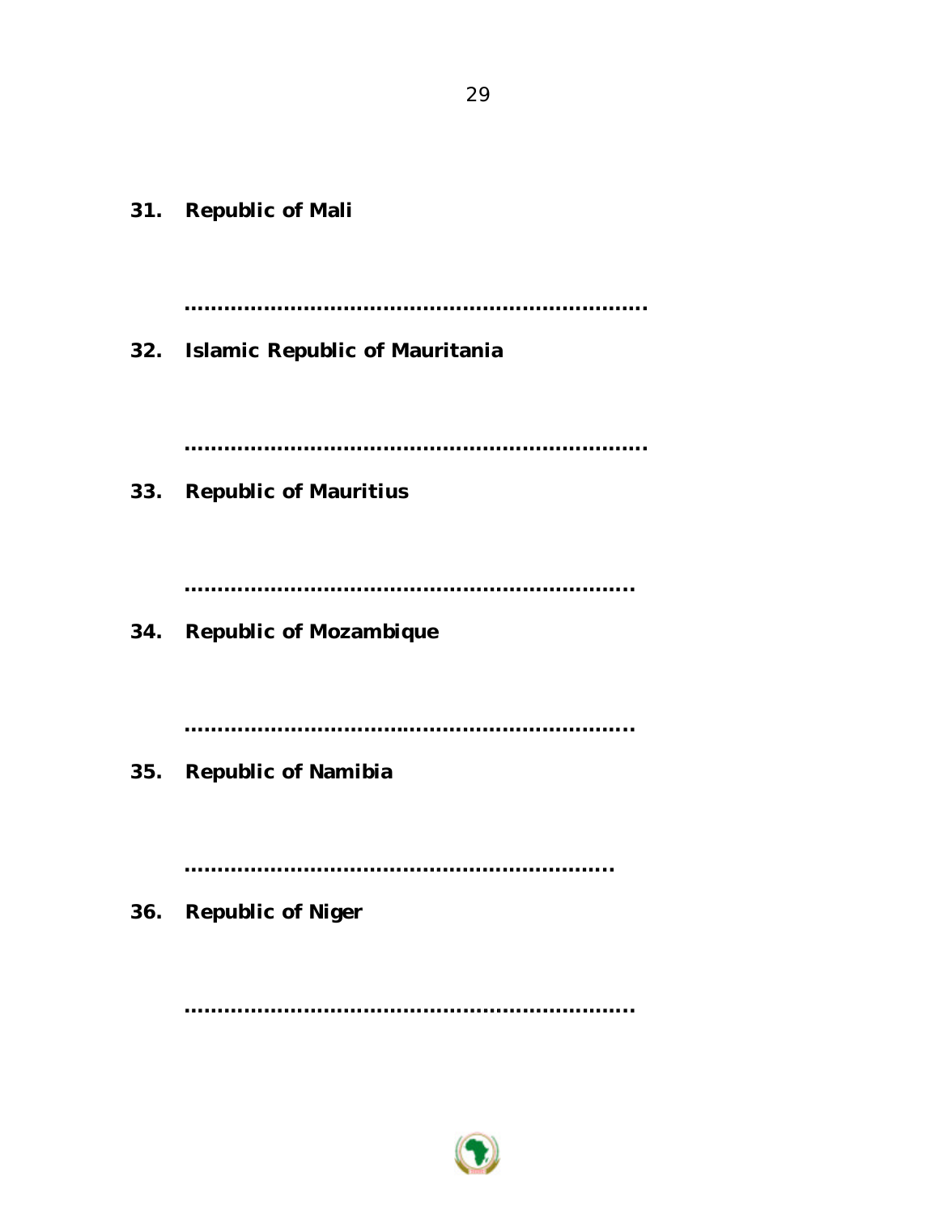**31. Republic of Mali**

.....................................................................

**32. Islamic Republic of Mauritania**

.....................................................................

**33. Republic of Mauritius**

...................................................................

**34. Republic of Mozambique**

...................................................................

**35. Republic of Namibia**

...............................................................

**36. Republic of Niger**

...................................................................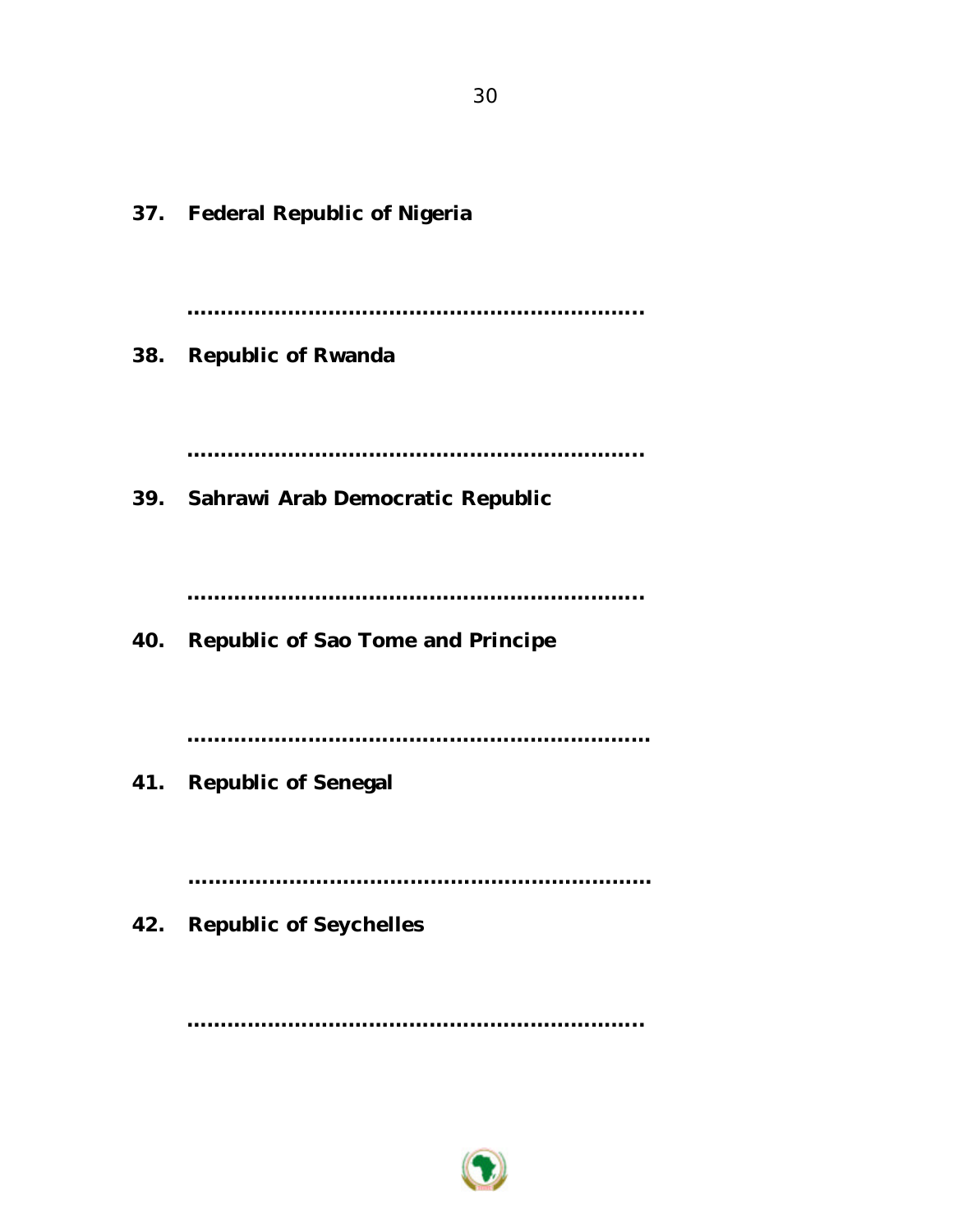**37. Federal Republic of Nigeria**

……………………………………………………………

**38. Republic of Rwanda**

……………………………………………………………

**39. Sahrawi Arab Democratic Republic**

……………………………………………………………

**40. Republic of Sao Tome and Principe**

……………………………………………………………

**41. Republic of Senegal**

……………………………………………………………

**42. Republic of Seychelles**

……………………………………………………………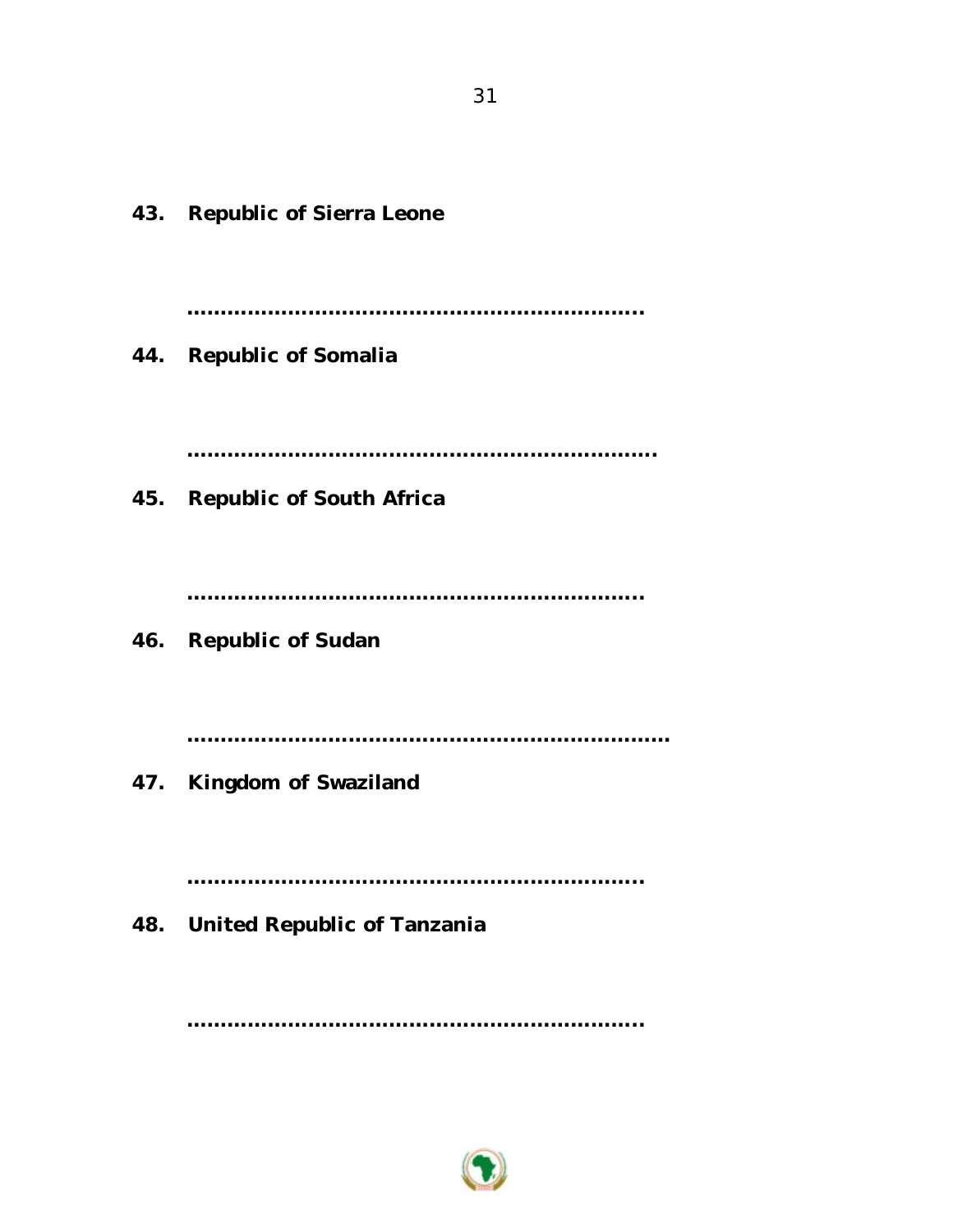43. **Republic of Sierra Leone**

**....................................................................**

44. **Republic of Somalia**

**......................................................................**

45. **Republic of South Africa**

**....................................................................**

46. **Republic of Sudan**

**.........................................................................**

47. **Kingdom of Swaziland**

**....................................................................**

48. **United Republic of Tanzania**

**....................................................................**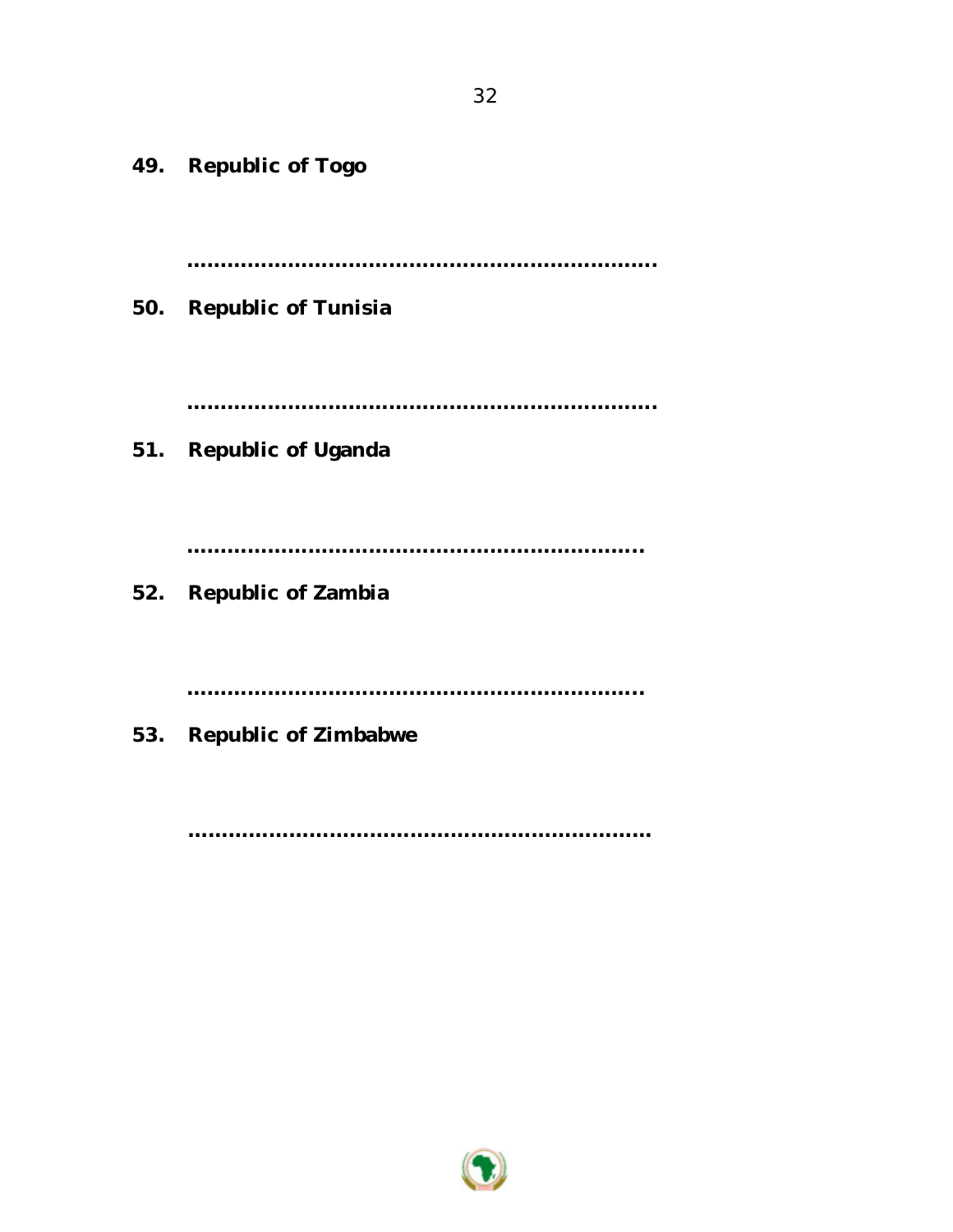**49. Republic of Togo**

......................................................................

**50. Republic of Tunisia**

......................................................................

**51. Republic of Uganda**

....................................................................

**52. Republic of Zambia**

....................................................................

**53. Republic of Zimbabwe**

.....................................................................